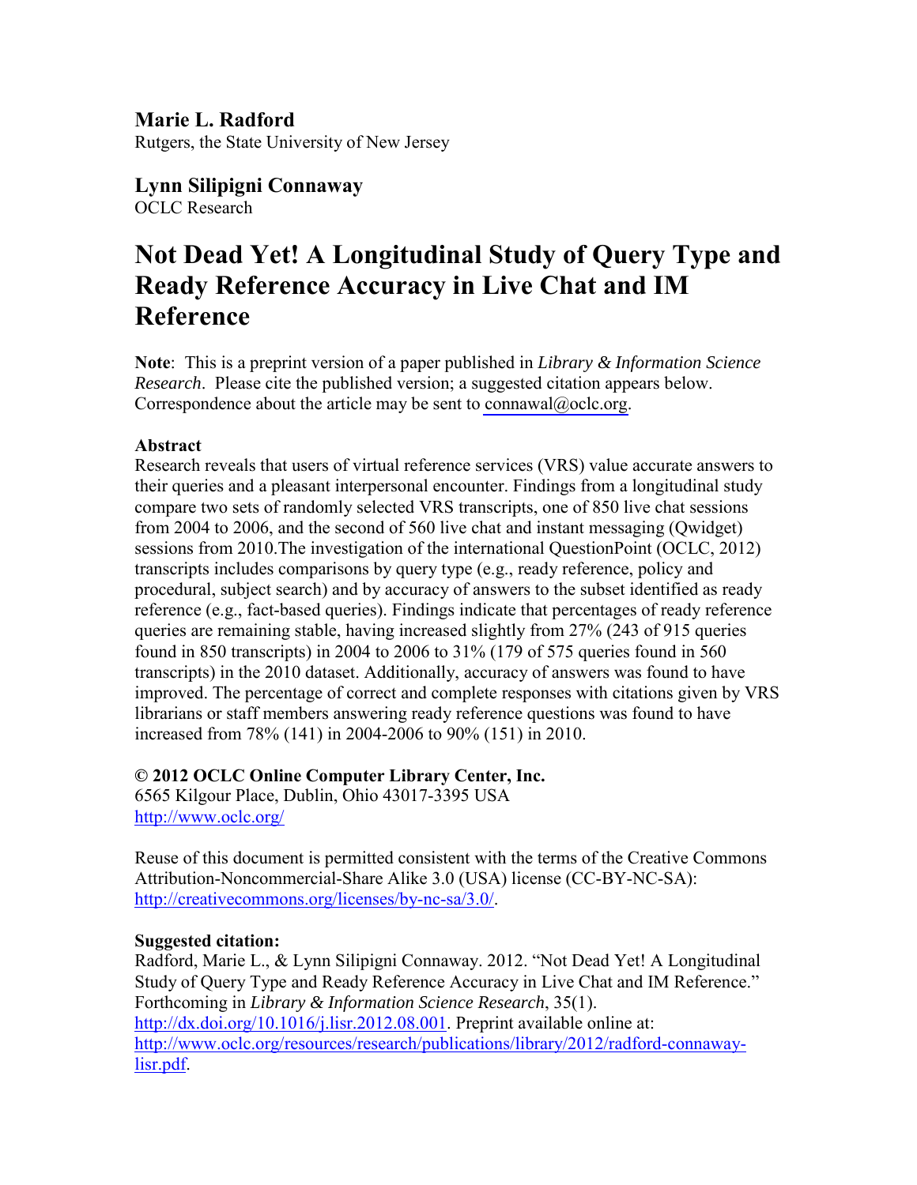**Marie L. Radford**
Rutgers, the State University of New Jersey

**Lynn Silipigni Connaway**
OCLC Research

# Not Dead Yet! A Longitudinal Study of Query Type and Ready Reference Accuracy in Live Chat and IM Reference

**Note**: This is a preprint version of a paper published in *Library & Information Science Research*. Please cite the published version; a suggested citation appears below. Correspondence about the article may be sent to connawal@oclc.org.

**Abstract**
Research reveals that users of virtual reference services (VRS) value accurate answers to their queries and a pleasant interpersonal encounter. Findings from a longitudinal study compare two sets of randomly selected VRS transcripts, one of 850 live chat sessions from 2004 to 2006, and the second of 560 live chat and instant messaging (Qwidget) sessions from 2010.The investigation of the international QuestionPoint (OCLC, 2012) transcripts includes comparisons by query type (e.g., ready reference, policy and procedural, subject search) and by accuracy of answers to the subset identified as ready reference (e.g., fact-based queries). Findings indicate that percentages of ready reference queries are remaining stable, having increased slightly from 27% (243 of 915 queries found in 850 transcripts) in 2004 to 2006 to 31% (179 of 575 queries found in 560 transcripts) in the 2010 dataset. Additionally, accuracy of answers was found to have improved. The percentage of correct and complete responses with citations given by VRS librarians or staff members answering ready reference questions was found to have increased from 78% (141) in 2004-2006 to 90% (151) in 2010.

**© 2012 OCLC Online Computer Library Center, Inc.**
6565 Kilgour Place, Dublin, Ohio 43017-3395 USA
http://www.oclc.org/

Reuse of this document is permitted consistent with the terms of the Creative Commons Attribution-Noncommercial-Share Alike 3.0 (USA) license (CC-BY-NC-SA): http://creativecommons.org/licenses/by-nc-sa/3.0/.

**Suggested citation:**
Radford, Marie L., & Lynn Silipigni Connaway. 2012. "Not Dead Yet! A Longitudinal Study of Query Type and Ready Reference Accuracy in Live Chat and IM Reference." Forthcoming in *Library & Information Science Research*, 35(1). http://dx.doi.org/10.1016/j.lisr.2012.08.001. Preprint available online at: http://www.oclc.org/resources/research/publications/library/2012/radford-connaway-lisr.pdf.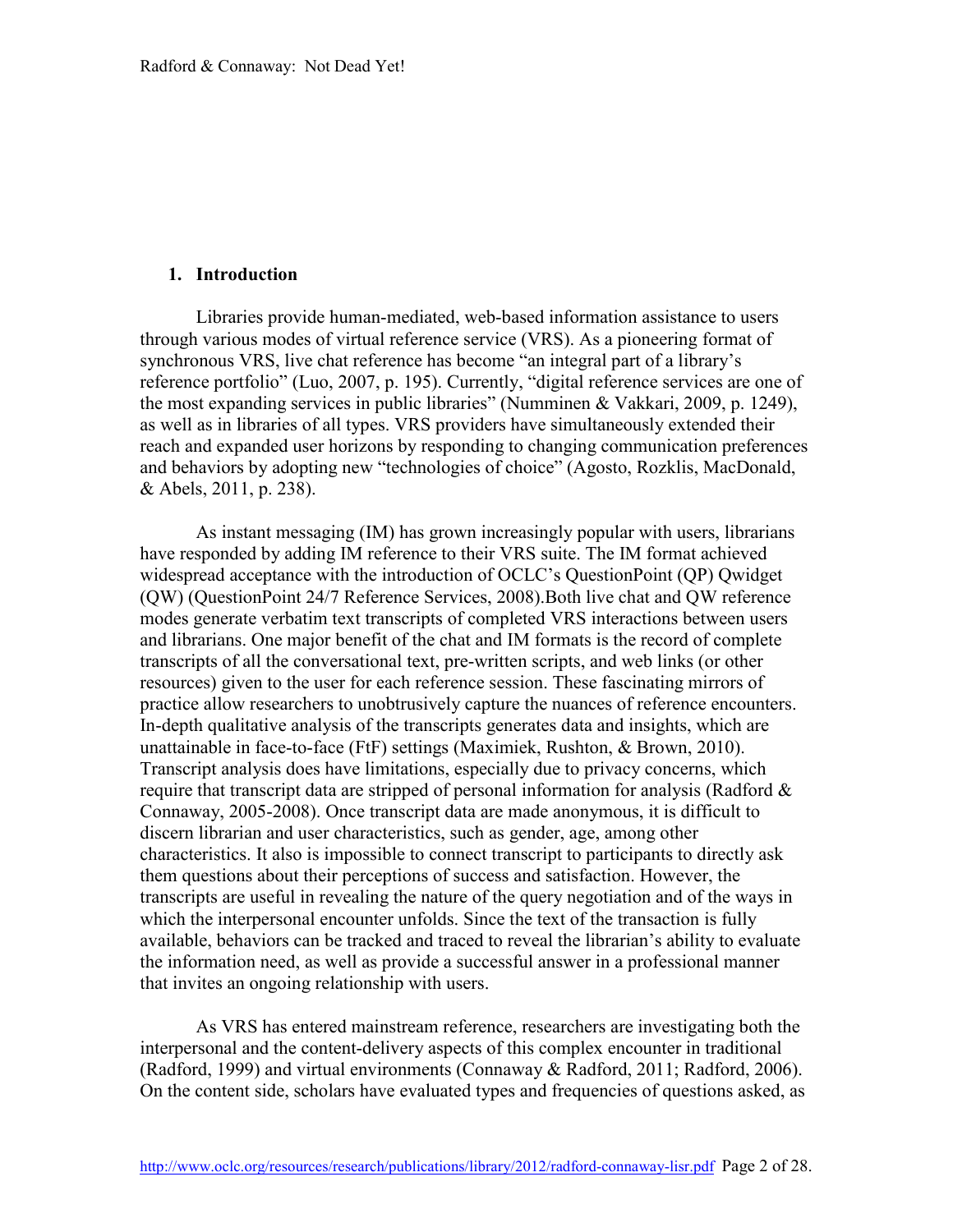## 1. Introduction

Libraries provide human-mediated, web-based information assistance to users through various modes of virtual reference service (VRS). As a pioneering format of synchronous VRS, live chat reference has become "an integral part of a library's reference portfolio" (Luo, 2007, p. 195). Currently, "digital reference services are one of the most expanding services in public libraries" (Numminen & Vakkari, 2009, p. 1249), as well as in libraries of all types. VRS providers have simultaneously extended their reach and expanded user horizons by responding to changing communication preferences and behaviors by adopting new "technologies of choice" (Agosto, Rozklis, MacDonald, & Abels, 2011, p. 238).

As instant messaging (IM) has grown increasingly popular with users, librarians have responded by adding IM reference to their VRS suite. The IM format achieved widespread acceptance with the introduction of OCLC's QuestionPoint (QP) Qwidget (QW) (QuestionPoint 24/7 Reference Services, 2008).Both live chat and QW reference modes generate verbatim text transcripts of completed VRS interactions between users and librarians. One major benefit of the chat and IM formats is the record of complete transcripts of all the conversational text, pre-written scripts, and web links (or other resources) given to the user for each reference session. These fascinating mirrors of practice allow researchers to unobtrusively capture the nuances of reference encounters. In-depth qualitative analysis of the transcripts generates data and insights, which are unattainable in face-to-face (FtF) settings (Maximiek, Rushton, & Brown, 2010). Transcript analysis does have limitations, especially due to privacy concerns, which require that transcript data are stripped of personal information for analysis (Radford & Connaway, 2005-2008). Once transcript data are made anonymous, it is difficult to discern librarian and user characteristics, such as gender, age, among other characteristics. It also is impossible to connect transcript to participants to directly ask them questions about their perceptions of success and satisfaction. However, the transcripts are useful in revealing the nature of the query negotiation and of the ways in which the interpersonal encounter unfolds. Since the text of the transaction is fully available, behaviors can be tracked and traced to reveal the librarian's ability to evaluate the information need, as well as provide a successful answer in a professional manner that invites an ongoing relationship with users.

As VRS has entered mainstream reference, researchers are investigating both the interpersonal and the content-delivery aspects of this complex encounter in traditional (Radford, 1999) and virtual environments (Connaway & Radford, 2011; Radford, 2006). On the content side, scholars have evaluated types and frequencies of questions asked, as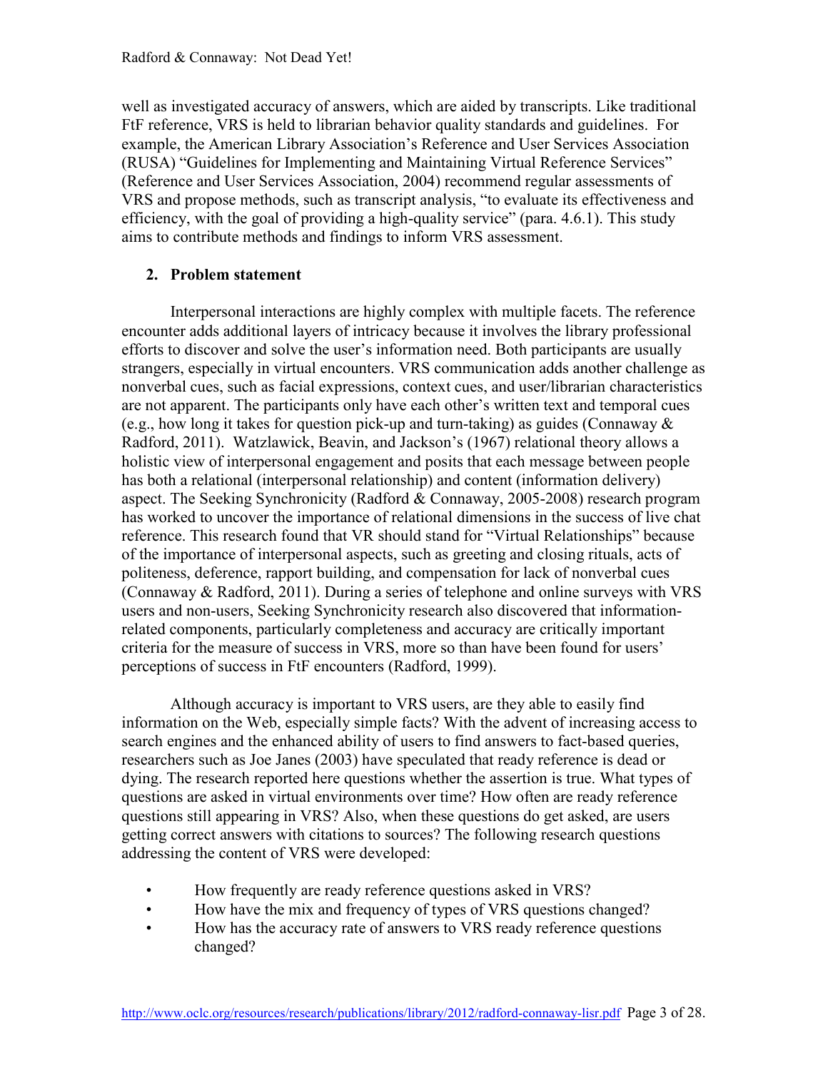well as investigated accuracy of answers, which are aided by transcripts. Like traditional FtF reference, VRS is held to librarian behavior quality standards and guidelines. For example, the American Library Association's Reference and User Services Association (RUSA) "Guidelines for Implementing and Maintaining Virtual Reference Services" (Reference and User Services Association, 2004) recommend regular assessments of VRS and propose methods, such as transcript analysis, "to evaluate its effectiveness and efficiency, with the goal of providing a high-quality service" (para. 4.6.1). This study aims to contribute methods and findings to inform VRS assessment.

## 2. Problem statement

Interpersonal interactions are highly complex with multiple facets. The reference encounter adds additional layers of intricacy because it involves the library professional efforts to discover and solve the user's information need. Both participants are usually strangers, especially in virtual encounters. VRS communication adds another challenge as nonverbal cues, such as facial expressions, context cues, and user/librarian characteristics are not apparent. The participants only have each other's written text and temporal cues (e.g., how long it takes for question pick-up and turn-taking) as guides (Connaway & Radford, 2011). Watzlawick, Beavin, and Jackson's (1967) relational theory allows a holistic view of interpersonal engagement and posits that each message between people has both a relational (interpersonal relationship) and content (information delivery) aspect. The Seeking Synchronicity (Radford & Connaway, 2005-2008) research program has worked to uncover the importance of relational dimensions in the success of live chat reference. This research found that VR should stand for "Virtual Relationships" because of the importance of interpersonal aspects, such as greeting and closing rituals, acts of politeness, deference, rapport building, and compensation for lack of nonverbal cues (Connaway & Radford, 2011). During a series of telephone and online surveys with VRS users and non-users, Seeking Synchronicity research also discovered that information-related components, particularly completeness and accuracy are critically important criteria for the measure of success in VRS, more so than have been found for users' perceptions of success in FtF encounters (Radford, 1999).

Although accuracy is important to VRS users, are they able to easily find information on the Web, especially simple facts? With the advent of increasing access to search engines and the enhanced ability of users to find answers to fact-based queries, researchers such as Joe Janes (2003) have speculated that ready reference is dead or dying. The research reported here questions whether the assertion is true. What types of questions are asked in virtual environments over time? How often are ready reference questions still appearing in VRS? Also, when these questions do get asked, are users getting correct answers with citations to sources? The following research questions addressing the content of VRS were developed:

- How frequently are ready reference questions asked in VRS?
- How have the mix and frequency of types of VRS questions changed?
- How has the accuracy rate of answers to VRS ready reference questions changed?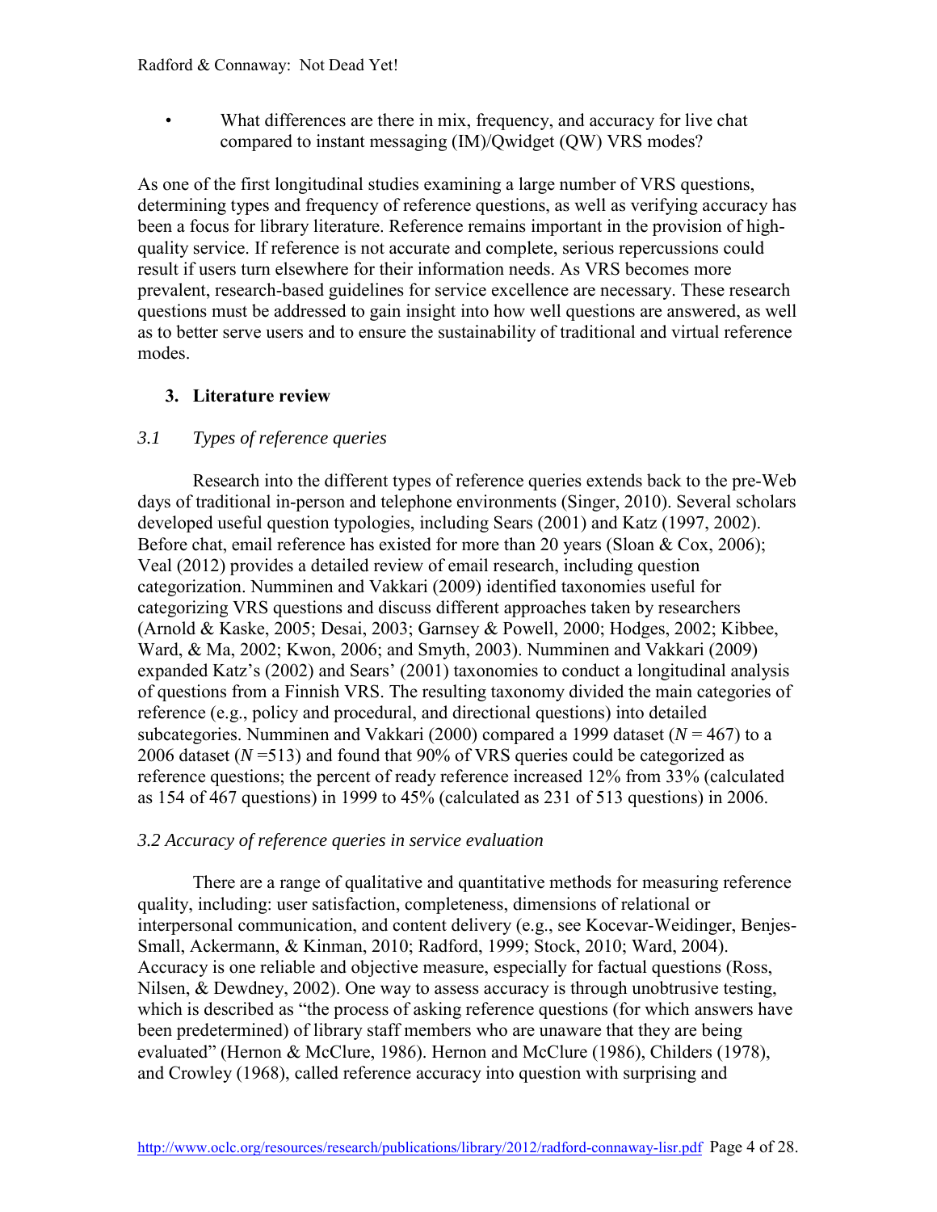- What differences are there in mix, frequency, and accuracy for live chat compared to instant messaging (IM)/Qwidget (QW) VRS modes?

As one of the first longitudinal studies examining a large number of VRS questions, determining types and frequency of reference questions, as well as verifying accuracy has been a focus for library literature. Reference remains important in the provision of high-quality service. If reference is not accurate and complete, serious repercussions could result if users turn elsewhere for their information needs. As VRS becomes more prevalent, research-based guidelines for service excellence are necessary. These research questions must be addressed to gain insight into how well questions are answered, as well as to better serve users and to ensure the sustainability of traditional and virtual reference modes.

## 3. Literature review

### *3.1 Types of reference queries*

Research into the different types of reference queries extends back to the pre-Web days of traditional in-person and telephone environments (Singer, 2010). Several scholars developed useful question typologies, including Sears (2001) and Katz (1997, 2002). Before chat, email reference has existed for more than 20 years (Sloan & Cox, 2006); Veal (2012) provides a detailed review of email research, including question categorization. Numminen and Vakkari (2009) identified taxonomies useful for categorizing VRS questions and discuss different approaches taken by researchers (Arnold & Kaske, 2005; Desai, 2003; Garnsey & Powell, 2000; Hodges, 2002; Kibbee, Ward, & Ma, 2002; Kwon, 2006; and Smyth, 2003). Numminen and Vakkari (2009) expanded Katz's (2002) and Sears' (2001) taxonomies to conduct a longitudinal analysis of questions from a Finnish VRS. The resulting taxonomy divided the main categories of reference (e.g., policy and procedural, and directional questions) into detailed subcategories. Numminen and Vakkari (2000) compared a 1999 dataset ($N = 467$) to a 2006 dataset ($N = 513$) and found that 90% of VRS queries could be categorized as reference questions; the percent of ready reference increased 12% from 33% (calculated as 154 of 467 questions) in 1999 to 45% (calculated as 231 of 513 questions) in 2006.

### *3.2 Accuracy of reference queries in service evaluation*

There are a range of qualitative and quantitative methods for measuring reference quality, including: user satisfaction, completeness, dimensions of relational or interpersonal communication, and content delivery (e.g., see Kocevar-Weidinger, Benjes-Small, Ackermann, & Kinman, 2010; Radford, 1999; Stock, 2010; Ward, 2004). Accuracy is one reliable and objective measure, especially for factual questions (Ross, Nilsen, & Dewdney, 2002). One way to assess accuracy is through unobtrusive testing, which is described as "the process of asking reference questions (for which answers have been predetermined) of library staff members who are unaware that they are being evaluated" (Hernon & McClure, 1986). Hernon and McClure (1986), Childers (1978), and Crowley (1968), called reference accuracy into question with surprising and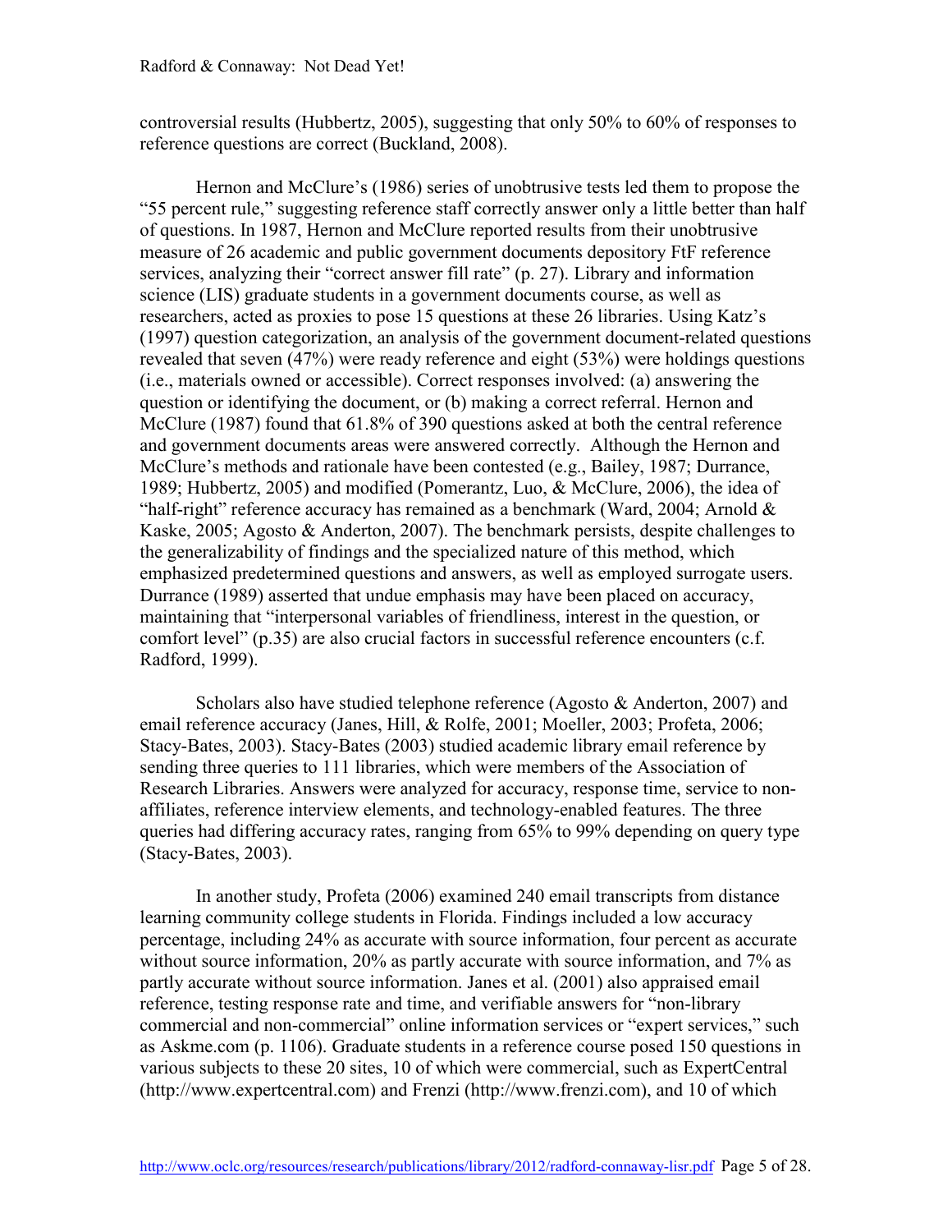controversial results (Hubbertz, 2005), suggesting that only 50% to 60% of responses to reference questions are correct (Buckland, 2008).

Hernon and McClure's (1986) series of unobtrusive tests led them to propose the "55 percent rule," suggesting reference staff correctly answer only a little better than half of questions. In 1987, Hernon and McClure reported results from their unobtrusive measure of 26 academic and public government documents depository FtF reference services, analyzing their "correct answer fill rate" (p. 27). Library and information science (LIS) graduate students in a government documents course, as well as researchers, acted as proxies to pose 15 questions at these 26 libraries. Using Katz's (1997) question categorization, an analysis of the government document-related questions revealed that seven (47%) were ready reference and eight (53%) were holdings questions (i.e., materials owned or accessible). Correct responses involved: (a) answering the question or identifying the document, or (b) making a correct referral. Hernon and McClure (1987) found that 61.8% of 390 questions asked at both the central reference and government documents areas were answered correctly. Although the Hernon and McClure's methods and rationale have been contested (e.g., Bailey, 1987; Durrance, 1989; Hubbertz, 2005) and modified (Pomerantz, Luo, & McClure, 2006), the idea of "half-right" reference accuracy has remained as a benchmark (Ward, 2004; Arnold & Kaske, 2005; Agosto & Anderton, 2007). The benchmark persists, despite challenges to the generalizability of findings and the specialized nature of this method, which emphasized predetermined questions and answers, as well as employed surrogate users. Durrance (1989) asserted that undue emphasis may have been placed on accuracy, maintaining that "interpersonal variables of friendliness, interest in the question, or comfort level" (p.35) are also crucial factors in successful reference encounters (c.f. Radford, 1999).

Scholars also have studied telephone reference (Agosto & Anderton, 2007) and email reference accuracy (Janes, Hill, & Rolfe, 2001; Moeller, 2003; Profeta, 2006; Stacy-Bates, 2003). Stacy-Bates (2003) studied academic library email reference by sending three queries to 111 libraries, which were members of the Association of Research Libraries. Answers were analyzed for accuracy, response time, service to non-affiliates, reference interview elements, and technology-enabled features. The three queries had differing accuracy rates, ranging from 65% to 99% depending on query type (Stacy-Bates, 2003).

In another study, Profeta (2006) examined 240 email transcripts from distance learning community college students in Florida. Findings included a low accuracy percentage, including 24% as accurate with source information, four percent as accurate without source information, 20% as partly accurate with source information, and 7% as partly accurate without source information. Janes et al. (2001) also appraised email reference, testing response rate and time, and verifiable answers for "non-library commercial and non-commercial" online information services or "expert services," such as Askme.com (p. 1106). Graduate students in a reference course posed 150 questions in various subjects to these 20 sites, 10 of which were commercial, such as ExpertCentral (http://www.expertcentral.com) and Frenzi (http://www.frenzi.com), and 10 of which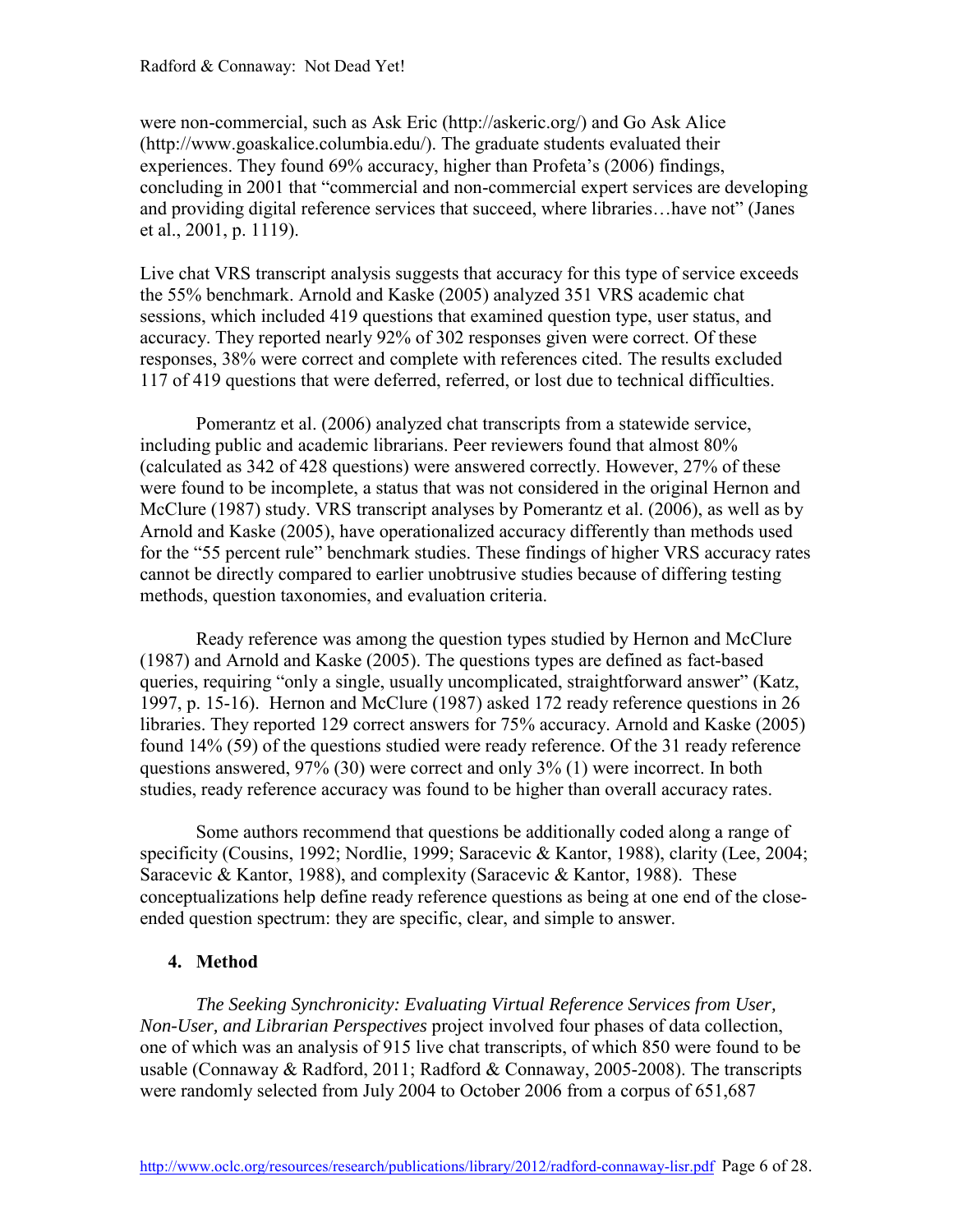were non-commercial, such as Ask Eric (http://askeric.org/) and Go Ask Alice (http://www.goaskalice.columbia.edu/). The graduate students evaluated their experiences. They found 69% accuracy, higher than Profeta's (2006) findings, concluding in 2001 that "commercial and non-commercial expert services are developing and providing digital reference services that succeed, where libraries…have not" (Janes et al., 2001, p. 1119).

Live chat VRS transcript analysis suggests that accuracy for this type of service exceeds the 55% benchmark. Arnold and Kaske (2005) analyzed 351 VRS academic chat sessions, which included 419 questions that examined question type, user status, and accuracy. They reported nearly 92% of 302 responses given were correct. Of these responses, 38% were correct and complete with references cited. The results excluded 117 of 419 questions that were deferred, referred, or lost due to technical difficulties.

Pomerantz et al. (2006) analyzed chat transcripts from a statewide service, including public and academic librarians. Peer reviewers found that almost 80% (calculated as 342 of 428 questions) were answered correctly. However, 27% of these were found to be incomplete, a status that was not considered in the original Hernon and McClure (1987) study. VRS transcript analyses by Pomerantz et al. (2006), as well as by Arnold and Kaske (2005), have operationalized accuracy differently than methods used for the "55 percent rule" benchmark studies. These findings of higher VRS accuracy rates cannot be directly compared to earlier unobtrusive studies because of differing testing methods, question taxonomies, and evaluation criteria.

Ready reference was among the question types studied by Hernon and McClure (1987) and Arnold and Kaske (2005). The questions types are defined as fact-based queries, requiring "only a single, usually uncomplicated, straightforward answer" (Katz, 1997, p. 15-16). Hernon and McClure (1987) asked 172 ready reference questions in 26 libraries. They reported 129 correct answers for 75% accuracy. Arnold and Kaske (2005) found 14% (59) of the questions studied were ready reference. Of the 31 ready reference questions answered, 97% (30) were correct and only 3% (1) were incorrect. In both studies, ready reference accuracy was found to be higher than overall accuracy rates.

Some authors recommend that questions be additionally coded along a range of specificity (Cousins, 1992; Nordlie, 1999; Saracevic & Kantor, 1988), clarity (Lee, 2004; Saracevic & Kantor, 1988), and complexity (Saracevic & Kantor, 1988). These conceptualizations help define ready reference questions as being at one end of the close-ended question spectrum: they are specific, clear, and simple to answer.

## 4. Method

*The Seeking Synchronicity: Evaluating Virtual Reference Services from User, Non-User, and Librarian Perspectives* project involved four phases of data collection, one of which was an analysis of 915 live chat transcripts, of which 850 were found to be usable (Connaway & Radford, 2011; Radford & Connaway, 2005-2008). The transcripts were randomly selected from July 2004 to October 2006 from a corpus of 651,687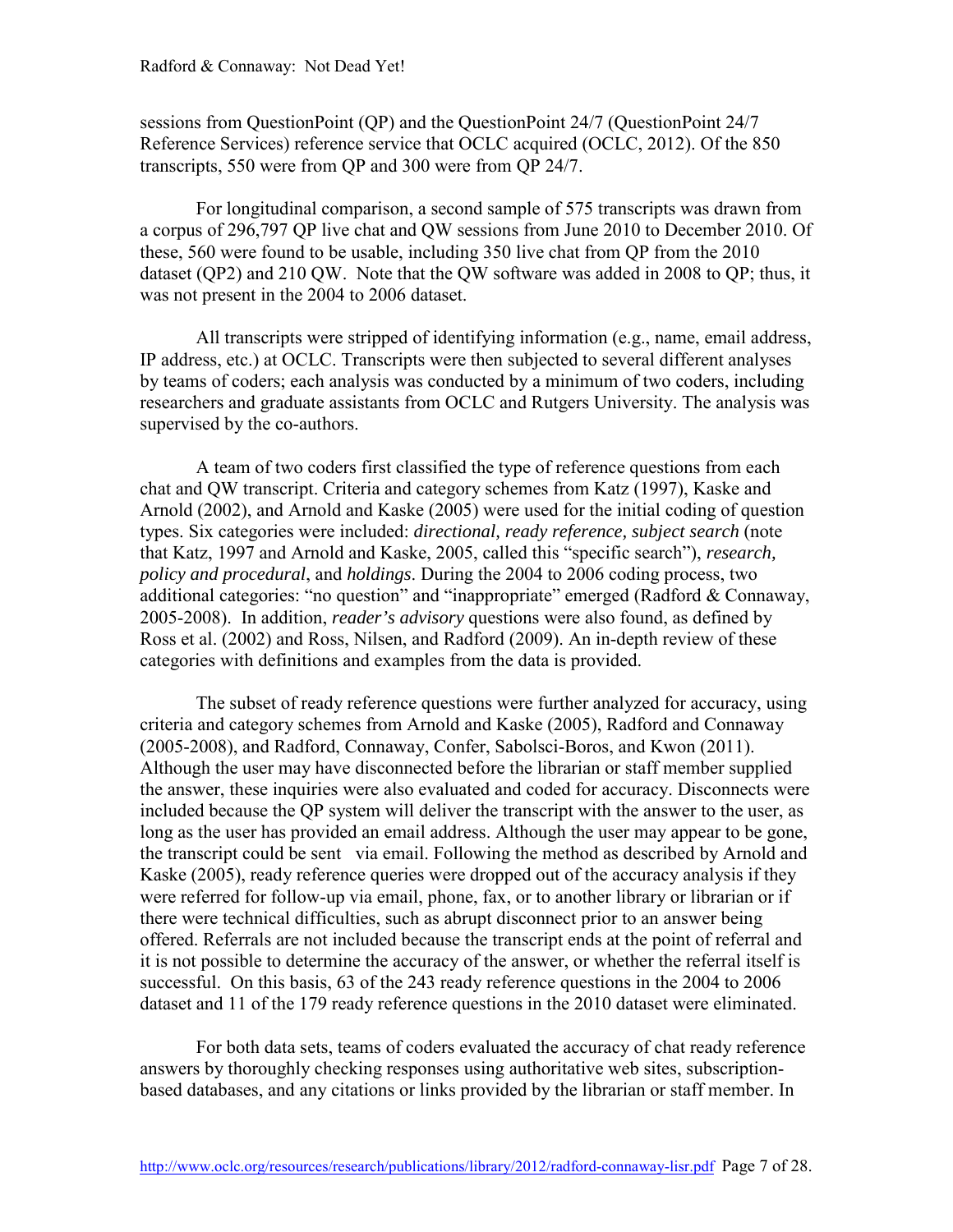sessions from QuestionPoint (QP) and the QuestionPoint 24/7 (QuestionPoint 24/7 Reference Services) reference service that OCLC acquired (OCLC, 2012). Of the 850 transcripts, 550 were from QP and 300 were from QP 24/7.

For longitudinal comparison, a second sample of 575 transcripts was drawn from a corpus of 296,797 QP live chat and QW sessions from June 2010 to December 2010. Of these, 560 were found to be usable, including 350 live chat from QP from the 2010 dataset (QP2) and 210 QW. Note that the QW software was added in 2008 to QP; thus, it was not present in the 2004 to 2006 dataset.

All transcripts were stripped of identifying information (e.g., name, email address, IP address, etc.) at OCLC. Transcripts were then subjected to several different analyses by teams of coders; each analysis was conducted by a minimum of two coders, including researchers and graduate assistants from OCLC and Rutgers University. The analysis was supervised by the co-authors.

A team of two coders first classified the type of reference questions from each chat and QW transcript. Criteria and category schemes from Katz (1997), Kaske and Arnold (2002), and Arnold and Kaske (2005) were used for the initial coding of question types. Six categories were included: *directional, ready reference, subject search* (note that Katz, 1997 and Arnold and Kaske, 2005, called this "specific search"), *research, policy and procedural*, and *holdings*. During the 2004 to 2006 coding process, two additional categories: "no question" and "inappropriate" emerged (Radford & Connaway, 2005-2008). In addition, *reader's advisory* questions were also found, as defined by Ross et al. (2002) and Ross, Nilsen, and Radford (2009). An in-depth review of these categories with definitions and examples from the data is provided.

The subset of ready reference questions were further analyzed for accuracy, using criteria and category schemes from Arnold and Kaske (2005), Radford and Connaway (2005-2008), and Radford, Connaway, Confer, Sabolsci-Boros, and Kwon (2011). Although the user may have disconnected before the librarian or staff member supplied the answer, these inquiries were also evaluated and coded for accuracy. Disconnects were included because the QP system will deliver the transcript with the answer to the user, as long as the user has provided an email address. Although the user may appear to be gone, the transcript could be sent via email. Following the method as described by Arnold and Kaske (2005), ready reference queries were dropped out of the accuracy analysis if they were referred for follow-up via email, phone, fax, or to another library or librarian or if there were technical difficulties, such as abrupt disconnect prior to an answer being offered. Referrals are not included because the transcript ends at the point of referral and it is not possible to determine the accuracy of the answer, or whether the referral itself is successful. On this basis, 63 of the 243 ready reference questions in the 2004 to 2006 dataset and 11 of the 179 ready reference questions in the 2010 dataset were eliminated.

For both data sets, teams of coders evaluated the accuracy of chat ready reference answers by thoroughly checking responses using authoritative web sites, subscription-based databases, and any citations or links provided by the librarian or staff member. In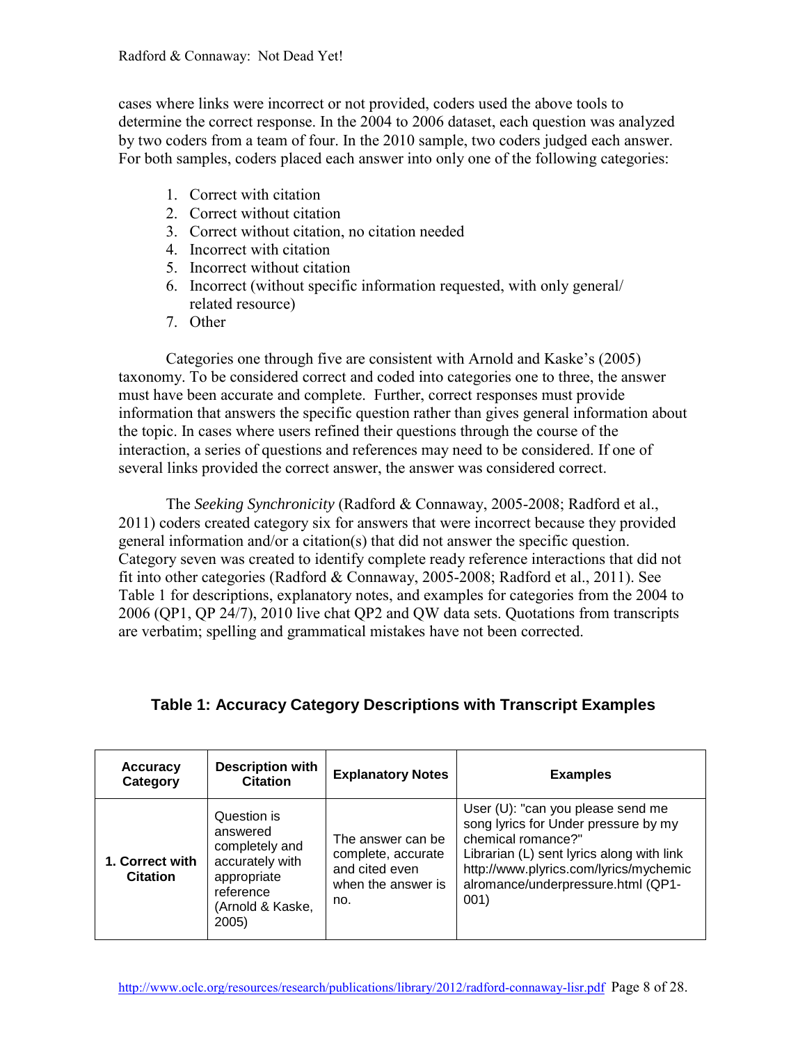cases where links were incorrect or not provided, coders used the above tools to determine the correct response. In the 2004 to 2006 dataset, each question was analyzed by two coders from a team of four. In the 2010 sample, two coders judged each answer. For both samples, coders placed each answer into only one of the following categories:

1. Correct with citation
2. Correct without citation
3. Correct without citation, no citation needed
4. Incorrect with citation
5. Incorrect without citation
6. Incorrect (without specific information requested, with only general/ related resource)
7. Other

Categories one through five are consistent with Arnold and Kaske's (2005) taxonomy. To be considered correct and coded into categories one to three, the answer must have been accurate and complete. Further, correct responses must provide information that answers the specific question rather than gives general information about the topic. In cases where users refined their questions through the course of the interaction, a series of questions and references may need to be considered. If one of several links provided the correct answer, the answer was considered correct.

The *Seeking Synchronicity* (Radford & Connaway, 2005-2008; Radford et al., 2011) coders created category six for answers that were incorrect because they provided general information and/or a citation(s) that did not answer the specific question. Category seven was created to identify complete ready reference interactions that did not fit into other categories (Radford & Connaway, 2005-2008; Radford et al., 2011). See Table 1 for descriptions, explanatory notes, and examples for categories from the 2004 to 2006 (QP1, QP 24/7), 2010 live chat QP2 and QW data sets. Quotations from transcripts are verbatim; spelling and grammatical mistakes have not been corrected.

### Table 1: Accuracy Category Descriptions with Transcript Examples

| Accuracy Category | Description with Citation | Explanatory Notes | Examples |
|---|---|---|---|
| **1. Correct with Citation** | Question is answered completely and accurately with appropriate reference (Arnold & Kaske, 2005) | The answer can be complete, accurate and cited even when the answer is no. | User (U): "can you please send me song lyrics for Under pressure by my chemical romance?" Librarian (L) sent lyrics along with link http://www.plyrics.com/lyrics/mychemicalromance/underpressure.html (QP1-001) |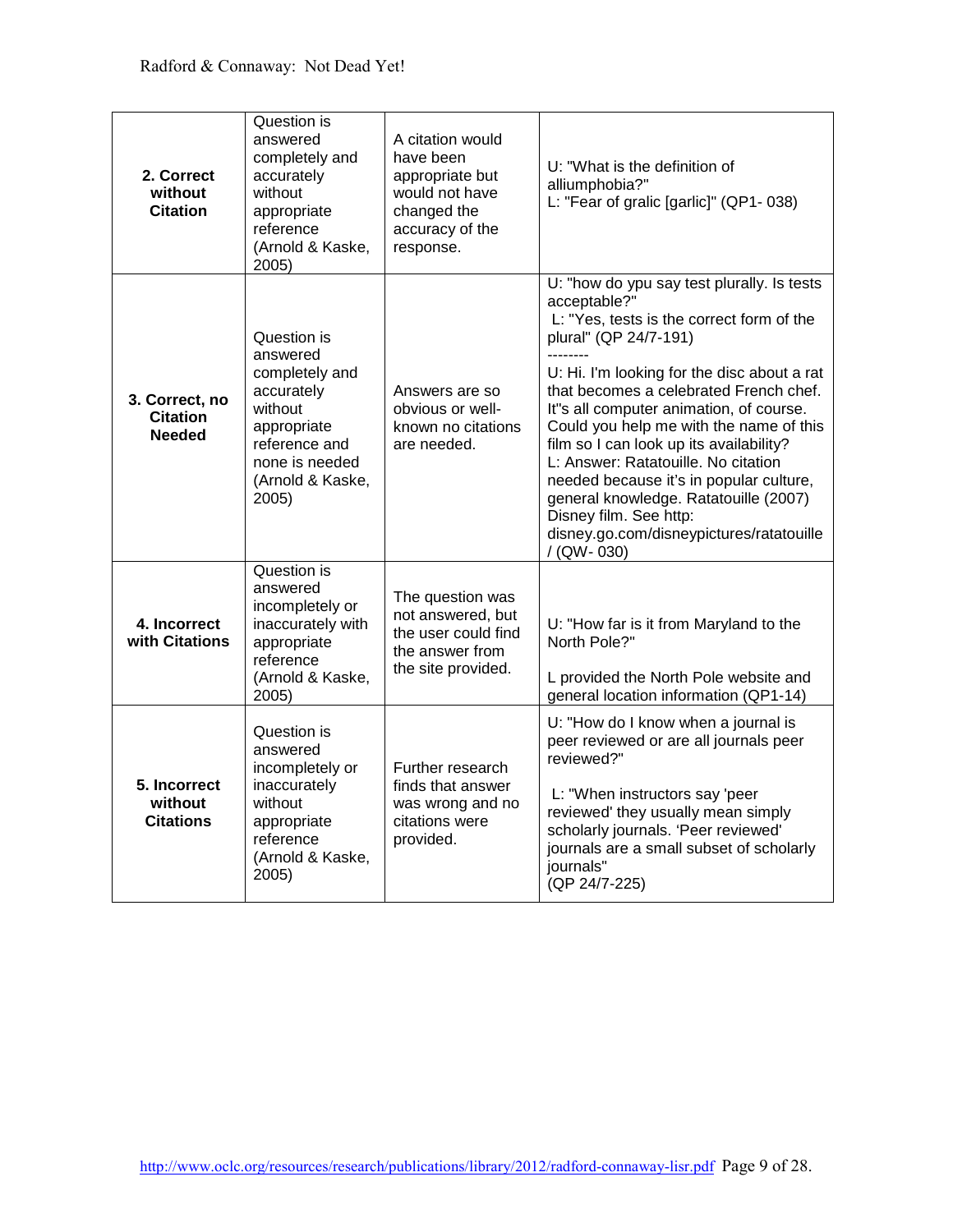| | | | |
|---|---|---|---|
| **2. Correct without Citation** | Question is answered completely and accurately without appropriate reference (Arnold & Kaske, 2005) | A citation would have been appropriate but would not have changed the accuracy of the response. | U: "What is the definition of alliumphobia?"<br>L: "Fear of gralic [garlic]" (QP1- 038) |
| **3. Correct, no Citation Needed** | Question is answered completely and accurately without appropriate reference and none is needed (Arnold & Kaske, 2005) | Answers are so obvious or well-known no citations are needed. | U: "how do ypu say test plurally. Is tests acceptable?"<br>L: "Yes, tests is the correct form of the plural" (QP 24/7-191)<br>--------<br>U: Hi. I'm looking for the disc about a rat that becomes a celebrated French chef. It"s all computer animation, of course. Could you help me with the name of this film so I can look up its availability?<br>L: Answer: Ratatouille. No citation needed because it's in popular culture, general knowledge. Ratatouille (2007) Disney film. See http: disney.go.com/disneypictures/ratatouille / (QW- 030) |
| **4. Incorrect with Citations** | Question is answered incompletely or inaccurately with appropriate reference (Arnold & Kaske, 2005) | The question was not answered, but the user could find the answer from the site provided. | U: "How far is it from Maryland to the North Pole?"<br><br>L provided the North Pole website and general location information (QP1-14) |
| **5. Incorrect without Citations** | Question is answered incompletely or inaccurately without appropriate reference (Arnold & Kaske, 2005) | Further research finds that answer was wrong and no citations were provided. | U: "How do I know when a journal is peer reviewed or are all journals peer reviewed?"<br><br>L: "When instructors say 'peer reviewed' they usually mean simply scholarly journals. 'Peer reviewed' journals are a small subset of scholarly journals"<br>(QP 24/7-225) |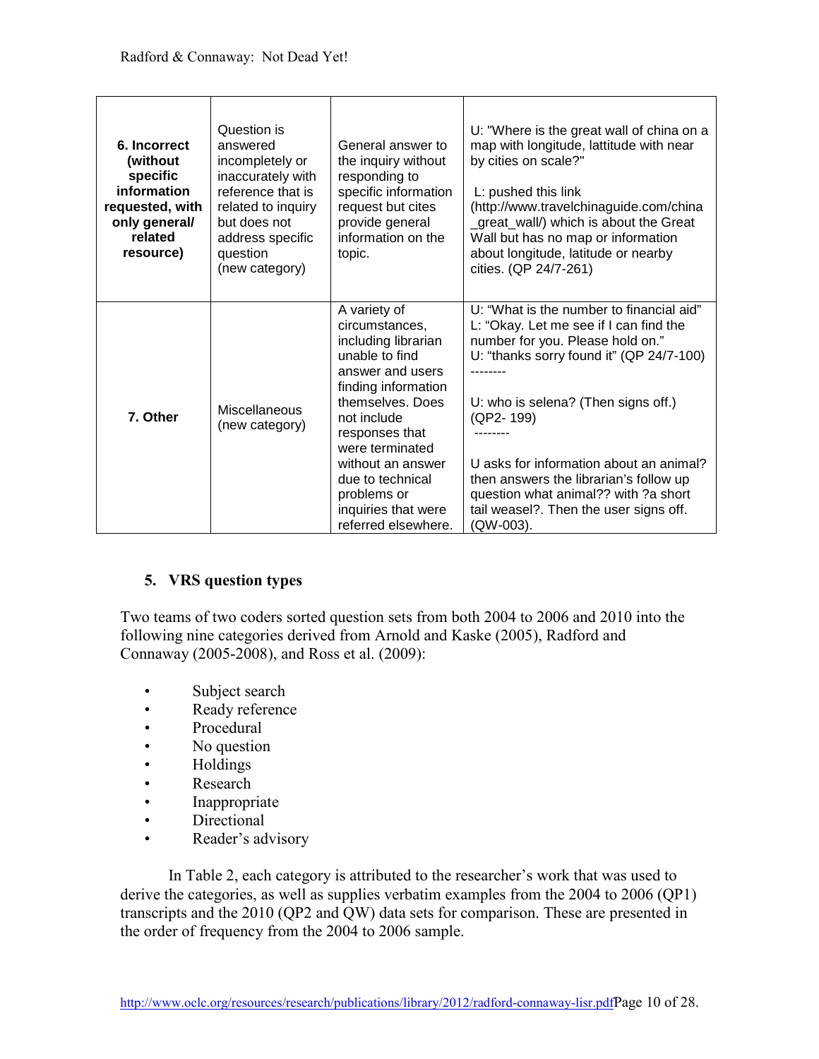| | | | |
|---|---|---|---|
| **6. Incorrect (without specific information requested, with only general/ related resource)** | Question is answered incompletely or inaccurately with reference that is related to inquiry but does not address specific question (new category) | General answer to the inquiry without responding to specific information request but cites provide general information on the topic. | U: "Where is the great wall of china on a map with longitude, lattitude with near by cities on scale?" L: pushed this link (http://www.travelchinaguide.com/china_great_wall/) which is about the Great Wall but has no map or information about longitude, latitude or nearby cities. (QP 24/7-261) |
| **7. Other** | Miscellaneous (new category) | A variety of circumstances, including librarian unable to find answer and users finding information themselves. Does not include responses that were terminated without an answer due to technical problems or inquiries that were referred elsewhere. | U: "What is the number to financial aid" L: "Okay. Let me see if I can find the number for you. Please hold on." U: "thanks sorry found it" (QP 24/7-100) -------- U: who is selena? (Then signs off.) (QP2- 199) -------- U asks for information about an animal? then answers the librarian's follow up question what animal?? with ?a short tail weasel?. Then the user signs off. (QW-003). |

## 5. VRS question types

Two teams of two coders sorted question sets from both 2004 to 2006 and 2010 into the following nine categories derived from Arnold and Kaske (2005), Radford and Connaway (2005-2008), and Ross et al. (2009):

- Subject search
- Ready reference
- Procedural
- No question
- Holdings
- Research
- Inappropriate
- Directional
- Reader's advisory

In Table 2, each category is attributed to the researcher's work that was used to derive the categories, as well as supplies verbatim examples from the 2004 to 2006 (QP1) transcripts and the 2010 (QP2 and QW) data sets for comparison. These are presented in the order of frequency from the 2004 to 2006 sample.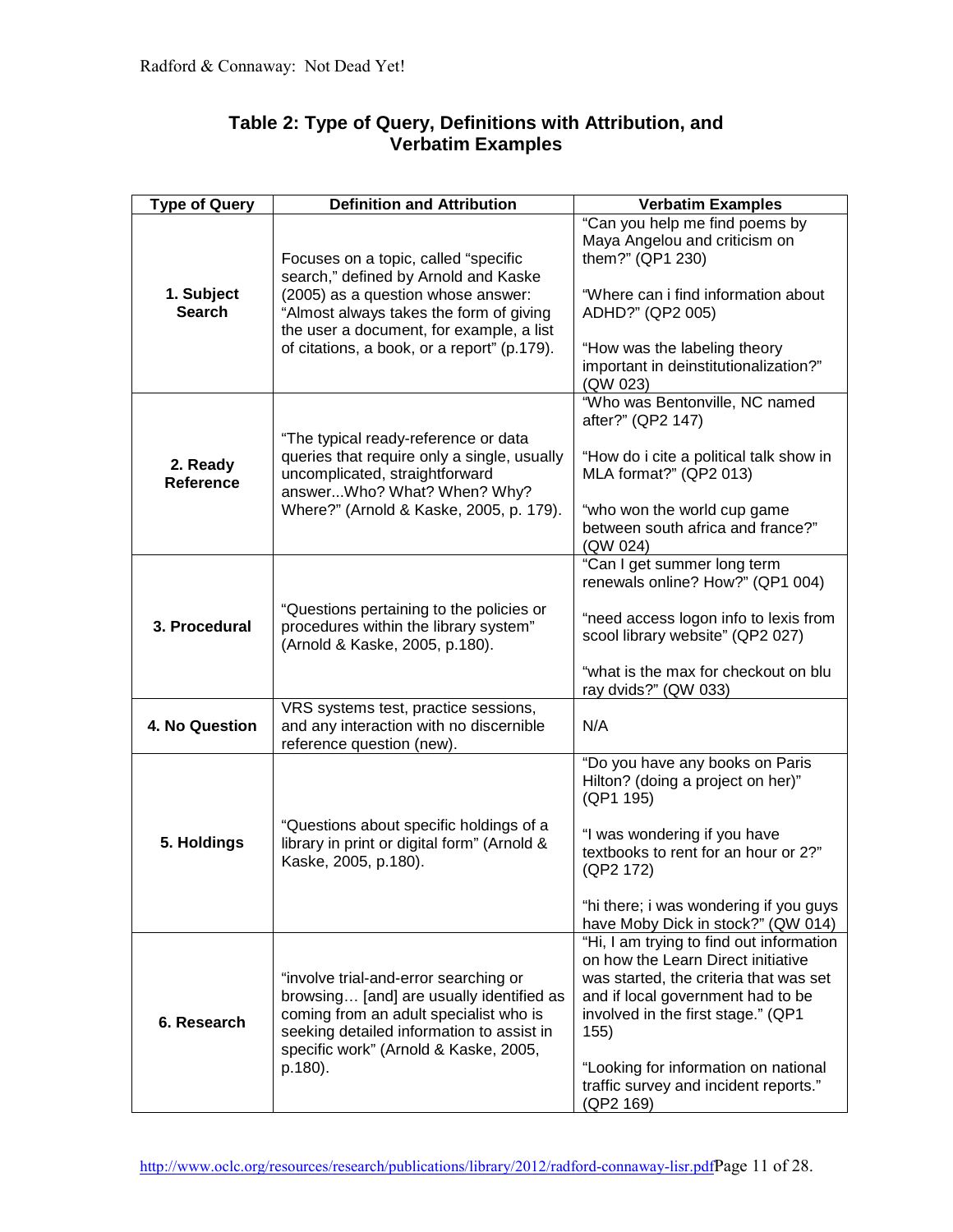**Table 2: Type of Query, Definitions with Attribution, and Verbatim Examples**

| Type of Query | Definition and Attribution | Verbatim Examples |
|---|---|---|
| **1. Subject Search** | Focuses on a topic, called "specific search," defined by Arnold and Kaske (2005) as a question whose answer: "Almost always takes the form of giving the user a document, for example, a list of citations, a book, or a report" (p.179). | "Can you help me find poems by Maya Angelou and criticism on them?" (QP1 230)<br><br>"Where can i find information about ADHD?" (QP2 005)<br><br>"How was the labeling theory important in deinstitutionalization?" (QW 023) |
| **2. Ready Reference** | "The typical ready-reference or data queries that require only a single, usually uncomplicated, straightforward answer...Who? What? When? Why? Where?" (Arnold & Kaske, 2005, p. 179). | "Who was Bentonville, NC named after?" (QP2 147)<br><br>"How do i cite a political talk show in MLA format?" (QP2 013)<br><br>"who won the world cup game between south africa and france?" (QW 024) |
| **3. Procedural** | "Questions pertaining to the policies or procedures within the library system" (Arnold & Kaske, 2005, p.180). | "Can I get summer long term renewals online? How?" (QP1 004)<br><br>"need access logon info to lexis from scool library website" (QP2 027)<br><br>"what is the max for checkout on blu ray dvids?" (QW 033) |
| **4. No Question** | VRS systems test, practice sessions, and any interaction with no discernible reference question (new). | N/A |
| **5. Holdings** | "Questions about specific holdings of a library in print or digital form" (Arnold & Kaske, 2005, p.180). | "Do you have any books on Paris Hilton? (doing a project on her)" (QP1 195)<br><br>"I was wondering if you have textbooks to rent for an hour or 2?" (QP2 172)<br><br>"hi there; i was wondering if you guys have Moby Dick in stock?" (QW 014) |
| **6. Research** | "involve trial-and-error searching or browsing… [and] are usually identified as coming from an adult specialist who is seeking detailed information to assist in specific work" (Arnold & Kaske, 2005, p.180). | "Hi, I am trying to find out information on how the Learn Direct initiative was started, the criteria that was set and if local government had to be involved in the first stage." (QP1 155)<br><br>"Looking for information on national traffic survey and incident reports." (QP2 169) |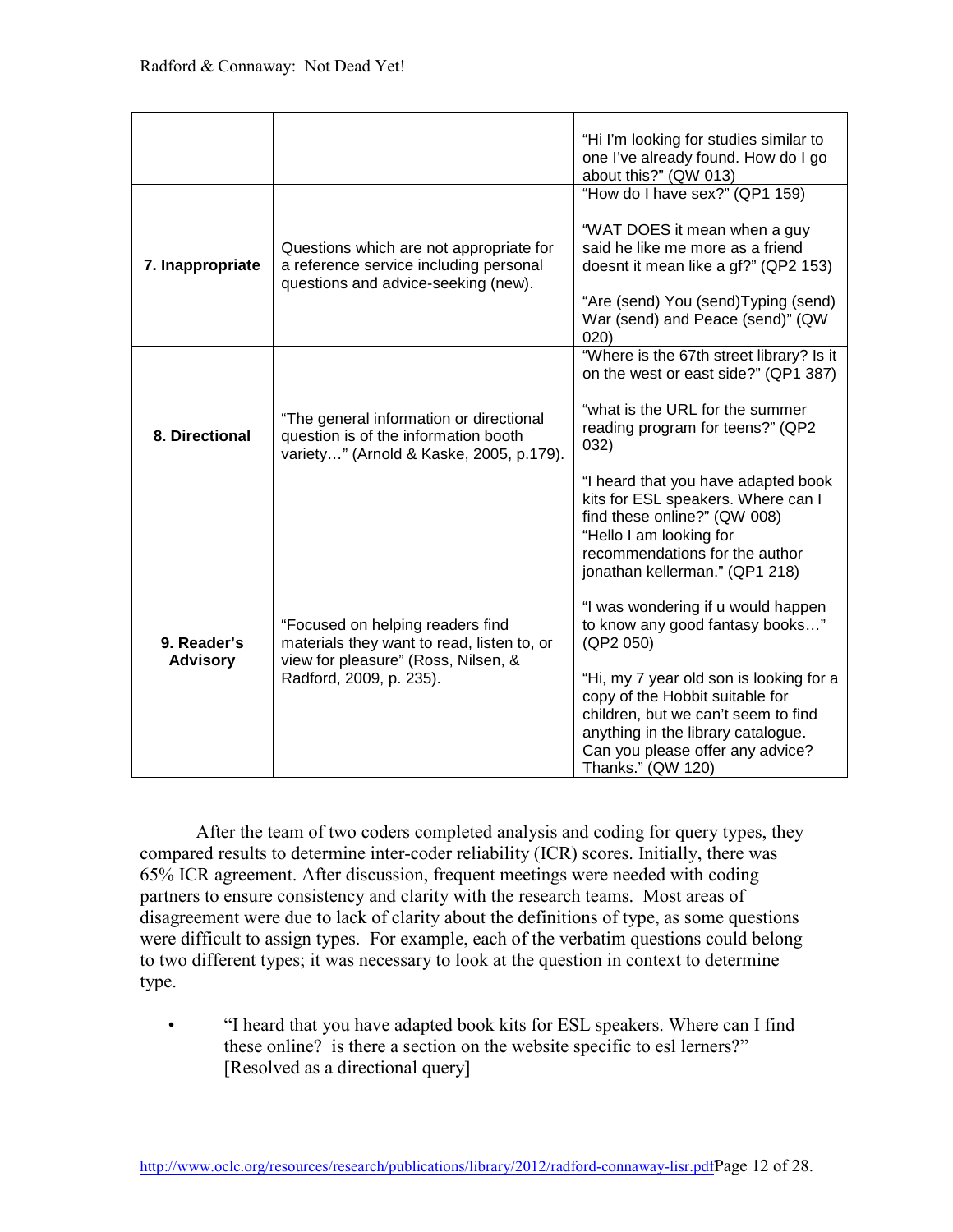| | | |
|---|---|---|
| | | "Hi I'm looking for studies similar to one I've already found. How do I go about this?" (QW 013) |
| **7. Inappropriate** | Questions which are not appropriate for a reference service including personal questions and advice-seeking (new). | "How do I have sex?" (QP1 159)<br><br>"WAT DOES it mean when a guy said he like me more as a friend doesnt it mean like a gf?" (QP2 153)<br><br>"Are (send) You (send)Typing (send) War (send) and Peace (send)" (QW 020) |
| **8. Directional** | "The general information or directional question is of the information booth variety…" (Arnold & Kaske, 2005, p.179). | "Where is the 67th street library? Is it on the west or east side?" (QP1 387)<br><br>"what is the URL for the summer reading program for teens?" (QP2 032)<br><br>"I heard that you have adapted book kits for ESL speakers. Where can I find these online?" (QW 008) |
| **9. Reader's Advisory** | "Focused on helping readers find materials they want to read, listen to, or view for pleasure" (Ross, Nilsen, & Radford, 2009, p. 235). | "Hello I am looking for recommendations for the author jonathan kellerman." (QP1 218)<br><br>"I was wondering if u would happen to know any good fantasy books…" (QP2 050)<br><br>"Hi, my 7 year old son is looking for a copy of the Hobbit suitable for children, but we can't seem to find anything in the library catalogue. Can you please offer any advice? Thanks." (QW 120) |

After the team of two coders completed analysis and coding for query types, they compared results to determine inter-coder reliability (ICR) scores. Initially, there was 65% ICR agreement. After discussion, frequent meetings were needed with coding partners to ensure consistency and clarity with the research teams. Most areas of disagreement were due to lack of clarity about the definitions of type, as some questions were difficult to assign types. For example, each of the verbatim questions could belong to two different types; it was necessary to look at the question in context to determine type.

- "I heard that you have adapted book kits for ESL speakers. Where can I find these online? is there a section on the website specific to esl lerners?" [Resolved as a directional query]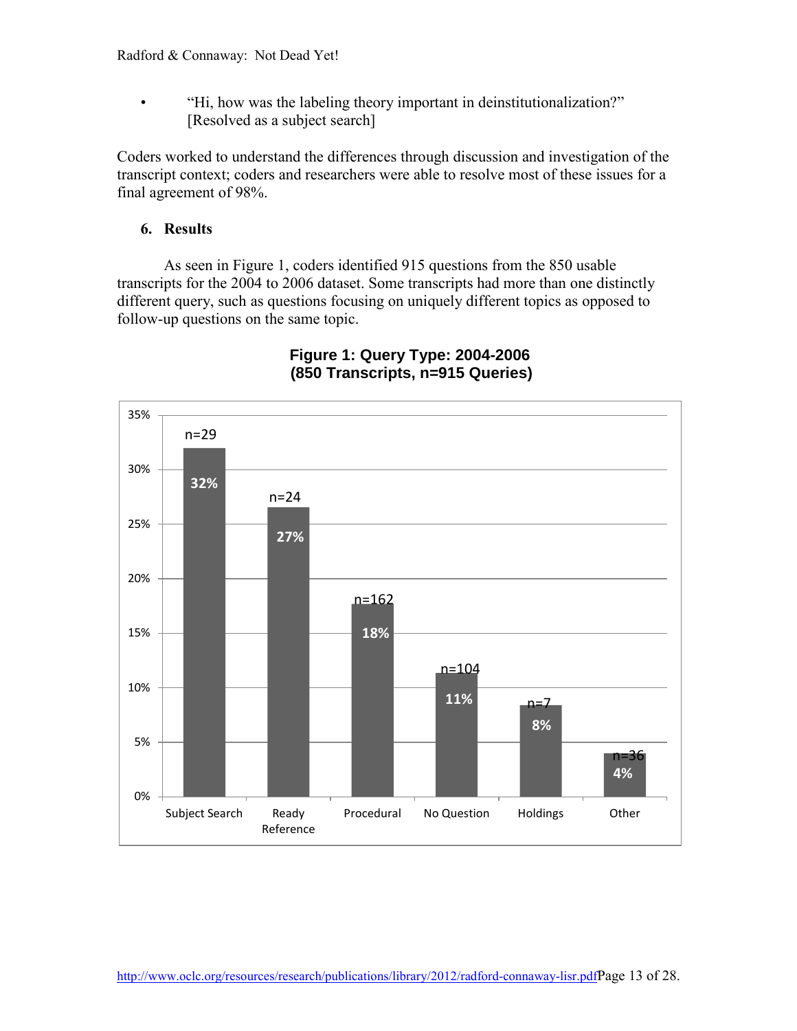- "Hi, how was the labeling theory important in deinstitutionalization?" [Resolved as a subject search]

Coders worked to understand the differences through discussion and investigation of the transcript context; coders and researchers were able to resolve most of these issues for a final agreement of 98%.

## 6. Results

As seen in Figure 1, coders identified 915 questions from the 850 usable transcripts for the 2004 to 2006 dataset. Some transcripts had more than one distinctly different query, such as questions focusing on uniquely different topics as opposed to follow-up questions on the same topic.

**Figure 1: Query Type: 2004-2006 (850 Transcripts, n=915 Queries)**

| Query Type | n | Percentage |
|---|---|---|
| Subject Search | n=29 | 32% |
| Ready Reference | n=24 | 27% |
| Procedural | n=162 | 18% |
| No Question | n=104 | 11% |
| Holdings | n=7 | 8% |
| Other | n=36 | 4% |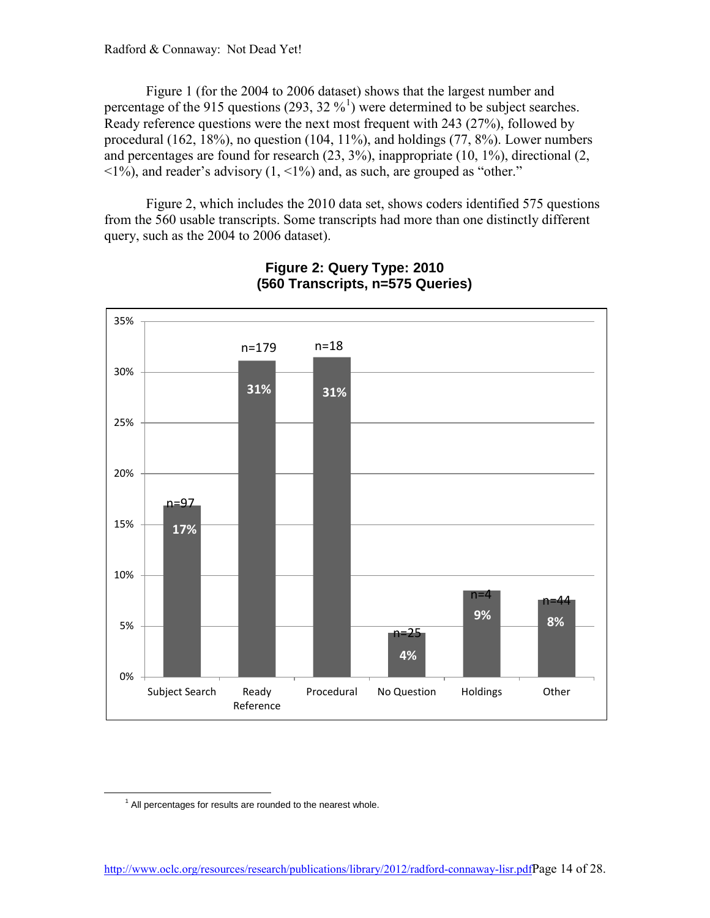Figure 1 (for the 2004 to 2006 dataset) shows that the largest number and percentage of the 915 questions (293, 32 %[1]) were determined to be subject searches. Ready reference questions were the next most frequent with 243 (27%), followed by procedural (162, 18%), no question (104, 11%), and holdings (77, 8%). Lower numbers and percentages are found for research (23, 3%), inappropriate (10, 1%), directional (2, <1%), and reader's advisory (1, <1%) and, as such, are grouped as "other."

Figure 2, which includes the 2010 data set, shows coders identified 575 questions from the 560 usable transcripts. Some transcripts had more than one distinctly different query, such as the 2004 to 2006 dataset).

**Figure 2: Query Type: 2010 (560 Transcripts, n=575 Queries)**

| Query Type | n | % |
| --- | --- | --- |
| Subject Search | n=97 | 17% |
| Ready Reference | n=179 | 31% |
| Procedural | n=18 | 31% |
| No Question | n=25 | 4% |
| Holdings | n=4 | 9% |
| Other | n=44 | 8% |

[1] All percentages for results are rounded to the nearest whole.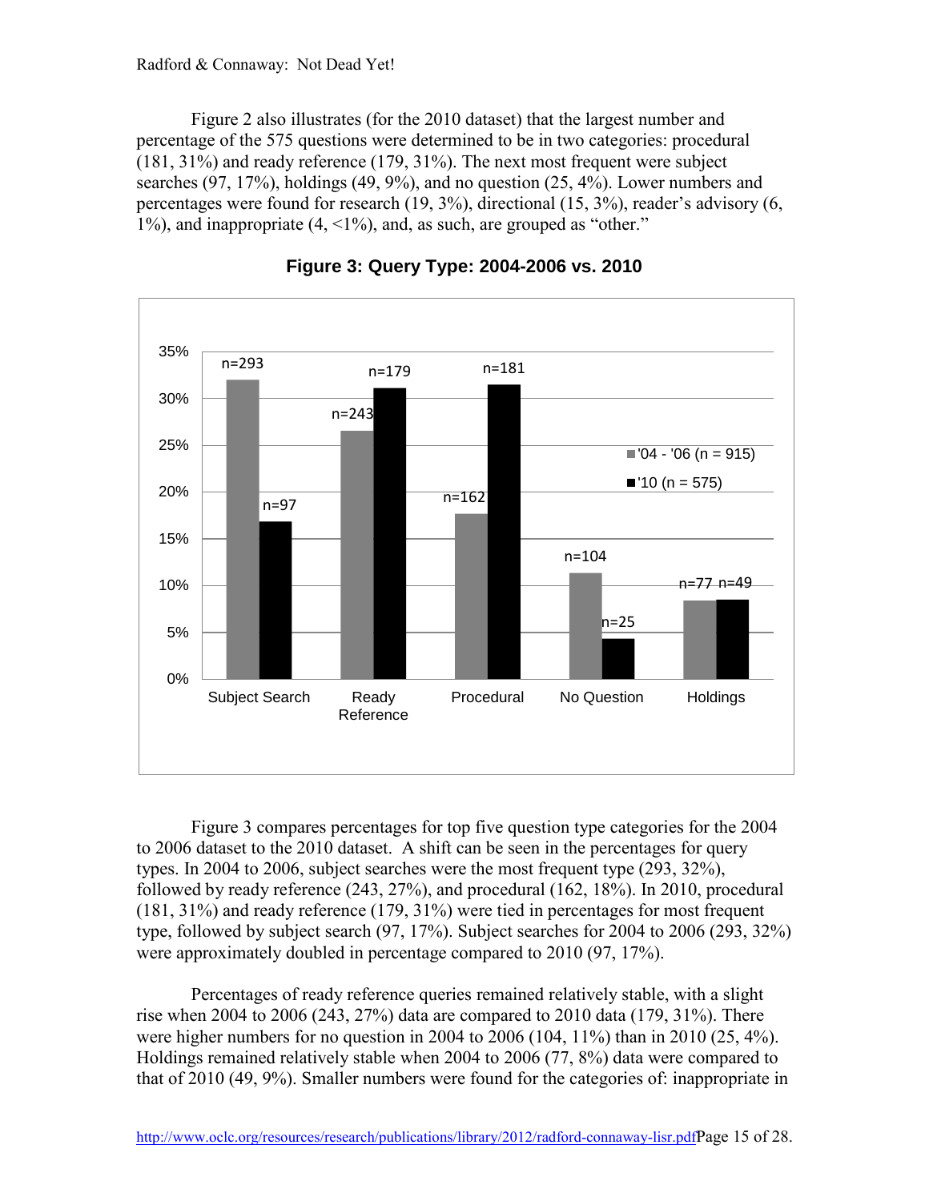Figure 2 also illustrates (for the 2010 dataset) that the largest number and percentage of the 575 questions were determined to be in two categories: procedural (181, 31%) and ready reference (179, 31%). The next most frequent were subject searches (97, 17%), holdings (49, 9%), and no question (25, 4%). Lower numbers and percentages were found for research (19, 3%), directional (15, 3%), reader's advisory (6, 1%), and inappropriate (4, <1%), and, as such, are grouped as "other."

**Figure 3: Query Type: 2004-2006 vs. 2010**

| Query Type | '04 - '06 (n = 915) | '10 (n = 575) |
|---|---|---|
| Subject Search | n=293 | n=97 |
| Ready Reference | n=243 | n=179 |
| Procedural | n=162 | n=181 |
| No Question | n=104 | n=25 |
| Holdings | n=77 | n=49 |

Figure 3 compares percentages for top five question type categories for the 2004 to 2006 dataset to the 2010 dataset. A shift can be seen in the percentages for query types. In 2004 to 2006, subject searches were the most frequent type (293, 32%), followed by ready reference (243, 27%), and procedural (162, 18%). In 2010, procedural (181, 31%) and ready reference (179, 31%) were tied in percentages for most frequent type, followed by subject search (97, 17%). Subject searches for 2004 to 2006 (293, 32%) were approximately doubled in percentage compared to 2010 (97, 17%).

Percentages of ready reference queries remained relatively stable, with a slight rise when 2004 to 2006 (243, 27%) data are compared to 2010 data (179, 31%). There were higher numbers for no question in 2004 to 2006 (104, 11%) than in 2010 (25, 4%). Holdings remained relatively stable when 2004 to 2006 (77, 8%) data were compared to that of 2010 (49, 9%). Smaller numbers were found for the categories of: inappropriate in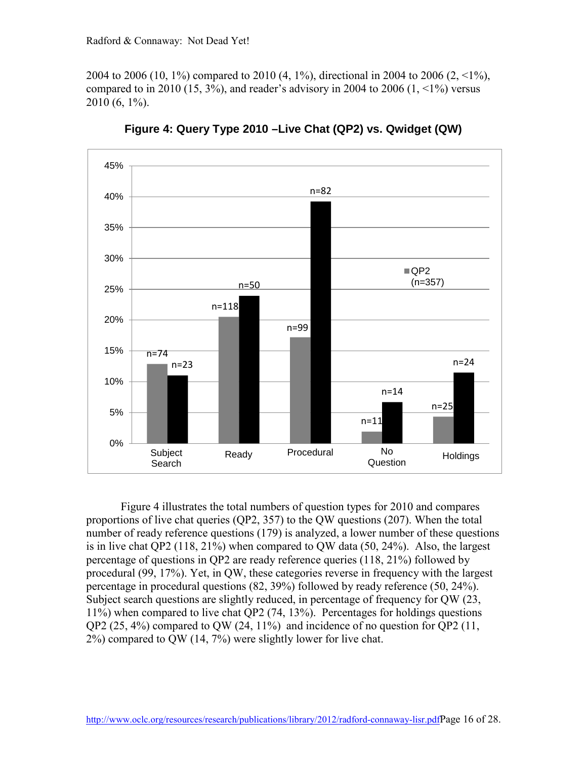2004 to 2006 (10, 1%) compared to 2010 (4, 1%), directional in 2004 to 2006 (2, <1%), compared to in 2010 (15, 3%), and reader's advisory in 2004 to 2006 (1, <1%) versus 2010 (6, 1%).

**Figure 4: Query Type 2010 –Live Chat (QP2) vs. Qwidget (QW)**

Figure 4 illustrates the total numbers of question types for 2010 and compares proportions of live chat queries (QP2, 357) to the QW questions (207). When the total number of ready reference questions (179) is analyzed, a lower number of these questions is in live chat QP2 (118, 21%) when compared to QW data (50, 24%). Also, the largest percentage of questions in QP2 are ready reference queries (118, 21%) followed by procedural (99, 17%). Yet, in QW, these categories reverse in frequency with the largest percentage in procedural questions (82, 39%) followed by ready reference (50, 24%). Subject search questions are slightly reduced, in percentage of frequency for QW (23, 11%) when compared to live chat QP2 (74, 13%). Percentages for holdings questions QP2 (25, 4%) compared to QW (24, 11%) and incidence of no question for QP2 (11, 2%) compared to QW (14, 7%) were slightly lower for live chat.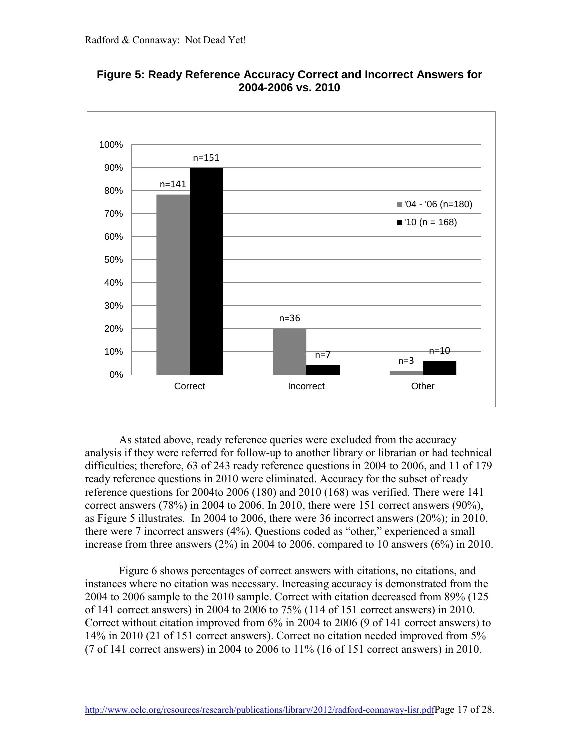**Figure 5: Ready Reference Accuracy Correct and Incorrect Answers for 2004-2006 vs. 2010**

|  | '04 - '06 (n=180) | '10 (n = 168) |
|---|---|---|
| Correct | n=141 | n=151 |
| Incorrect | n=36 | n=7 |
| Other | n=3 | n=10 |

As stated above, ready reference queries were excluded from the accuracy analysis if they were referred for follow-up to another library or librarian or had technical difficulties; therefore, 63 of 243 ready reference questions in 2004 to 2006, and 11 of 179 ready reference questions in 2010 were eliminated. Accuracy for the subset of ready reference questions for 2004to 2006 (180) and 2010 (168) was verified. There were 141 correct answers (78%) in 2004 to 2006. In 2010, there were 151 correct answers (90%), as Figure 5 illustrates. In 2004 to 2006, there were 36 incorrect answers (20%); in 2010, there were 7 incorrect answers (4%). Questions coded as "other," experienced a small increase from three answers (2%) in 2004 to 2006, compared to 10 answers (6%) in 2010.

Figure 6 shows percentages of correct answers with citations, no citations, and instances where no citation was necessary. Increasing accuracy is demonstrated from the 2004 to 2006 sample to the 2010 sample. Correct with citation decreased from 89% (125 of 141 correct answers) in 2004 to 2006 to 75% (114 of 151 correct answers) in 2010. Correct without citation improved from 6% in 2004 to 2006 (9 of 141 correct answers) to 14% in 2010 (21 of 151 correct answers). Correct no citation needed improved from 5% (7 of 141 correct answers) in 2004 to 2006 to 11% (16 of 151 correct answers) in 2010.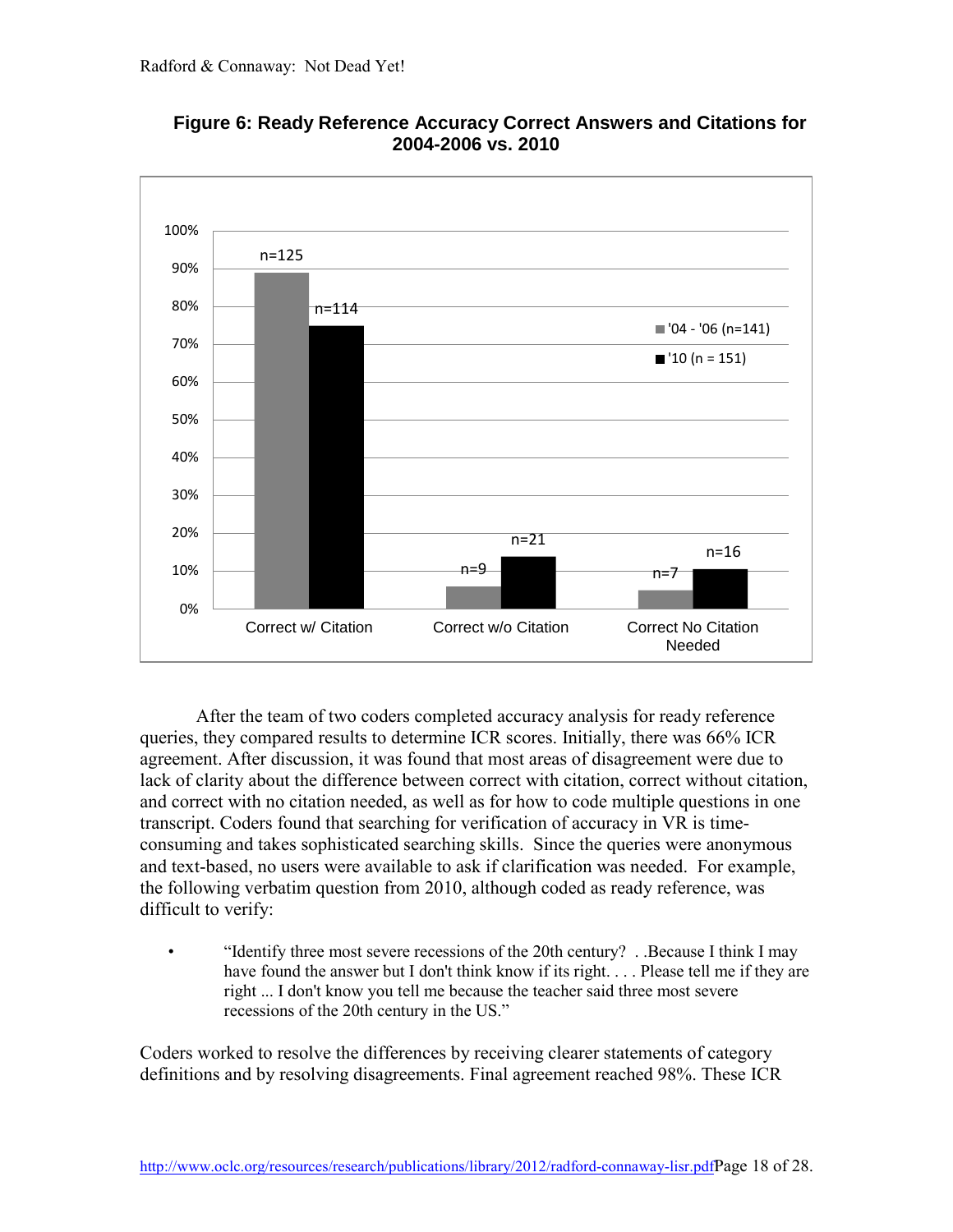**Figure 6: Ready Reference Accuracy Correct Answers and Citations for 2004-2006 vs. 2010**

After the team of two coders completed accuracy analysis for ready reference queries, they compared results to determine ICR scores. Initially, there was 66% ICR agreement. After discussion, it was found that most areas of disagreement were due to lack of clarity about the difference between correct with citation, correct without citation, and correct with no citation needed, as well as for how to code multiple questions in one transcript. Coders found that searching for verification of accuracy in VR is time-consuming and takes sophisticated searching skills. Since the queries were anonymous and text-based, no users were available to ask if clarification was needed. For example, the following verbatim question from 2010, although coded as ready reference, was difficult to verify:

- "Identify three most severe recessions of the 20th century? . .Because I think I may have found the answer but I don't think know if its right. . . . Please tell me if they are right ... I don't know you tell me because the teacher said three most severe recessions of the 20th century in the US."

Coders worked to resolve the differences by receiving clearer statements of category definitions and by resolving disagreements. Final agreement reached 98%. These ICR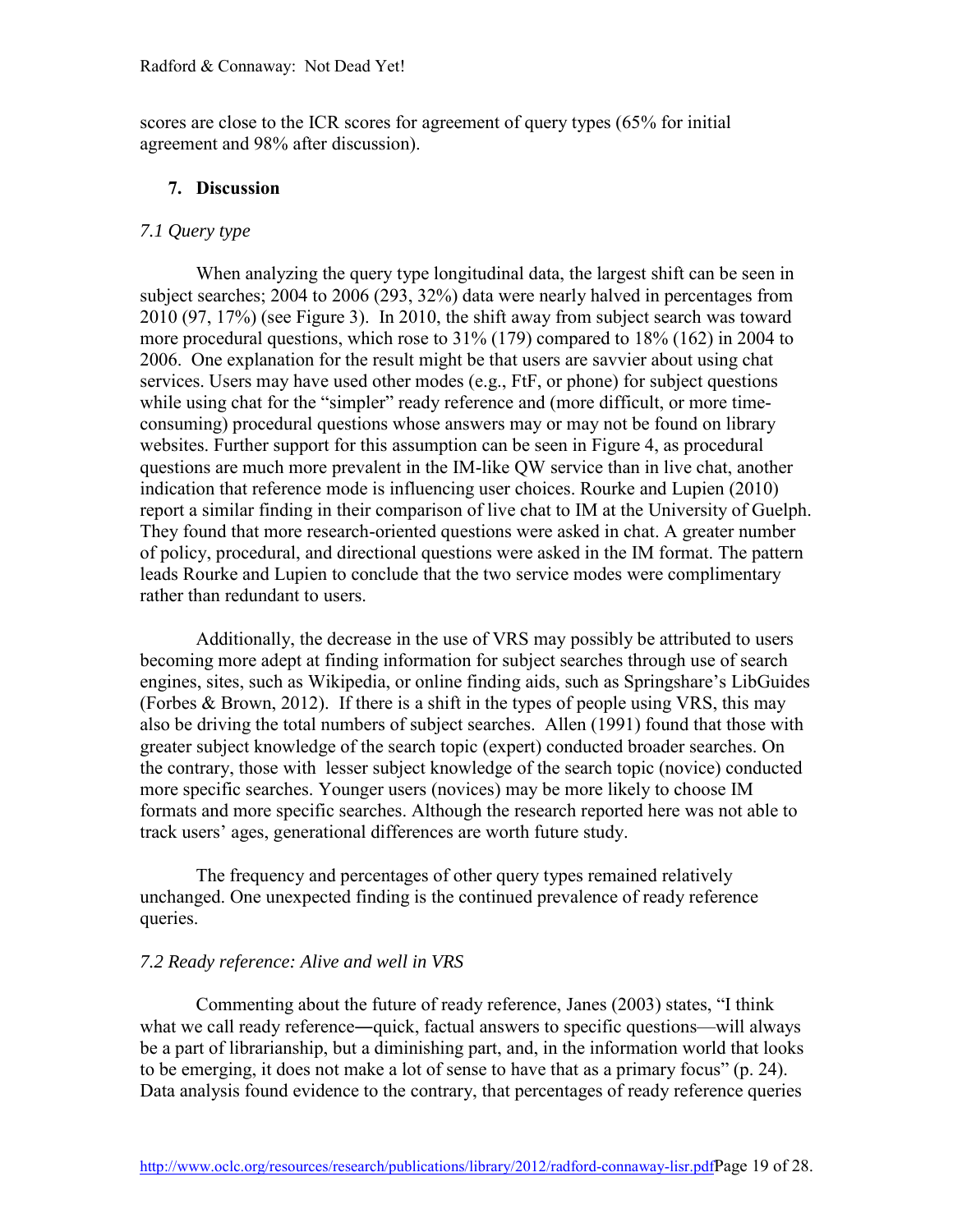scores are close to the ICR scores for agreement of query types (65% for initial agreement and 98% after discussion).

## 7. Discussion

### *7.1 Query type*

When analyzing the query type longitudinal data, the largest shift can be seen in subject searches; 2004 to 2006 (293, 32%) data were nearly halved in percentages from 2010 (97, 17%) (see Figure 3). In 2010, the shift away from subject search was toward more procedural questions, which rose to 31% (179) compared to 18% (162) in 2004 to 2006. One explanation for the result might be that users are savvier about using chat services. Users may have used other modes (e.g., FtF, or phone) for subject questions while using chat for the "simpler" ready reference and (more difficult, or more time-consuming) procedural questions whose answers may or may not be found on library websites. Further support for this assumption can be seen in Figure 4, as procedural questions are much more prevalent in the IM-like QW service than in live chat, another indication that reference mode is influencing user choices. Rourke and Lupien (2010) report a similar finding in their comparison of live chat to IM at the University of Guelph. They found that more research-oriented questions were asked in chat. A greater number of policy, procedural, and directional questions were asked in the IM format. The pattern leads Rourke and Lupien to conclude that the two service modes were complimentary rather than redundant to users.

Additionally, the decrease in the use of VRS may possibly be attributed to users becoming more adept at finding information for subject searches through use of search engines, sites, such as Wikipedia, or online finding aids, such as Springshare's LibGuides (Forbes & Brown, 2012). If there is a shift in the types of people using VRS, this may also be driving the total numbers of subject searches. Allen (1991) found that those with greater subject knowledge of the search topic (expert) conducted broader searches. On the contrary, those with lesser subject knowledge of the search topic (novice) conducted more specific searches. Younger users (novices) may be more likely to choose IM formats and more specific searches. Although the research reported here was not able to track users' ages, generational differences are worth future study.

The frequency and percentages of other query types remained relatively unchanged. One unexpected finding is the continued prevalence of ready reference queries.

### *7.2 Ready reference: Alive and well in VRS*

Commenting about the future of ready reference, Janes (2003) states, "I think what we call ready reference—quick, factual answers to specific questions—will always be a part of librarianship, but a diminishing part, and, in the information world that looks to be emerging, it does not make a lot of sense to have that as a primary focus" (p. 24). Data analysis found evidence to the contrary, that percentages of ready reference queries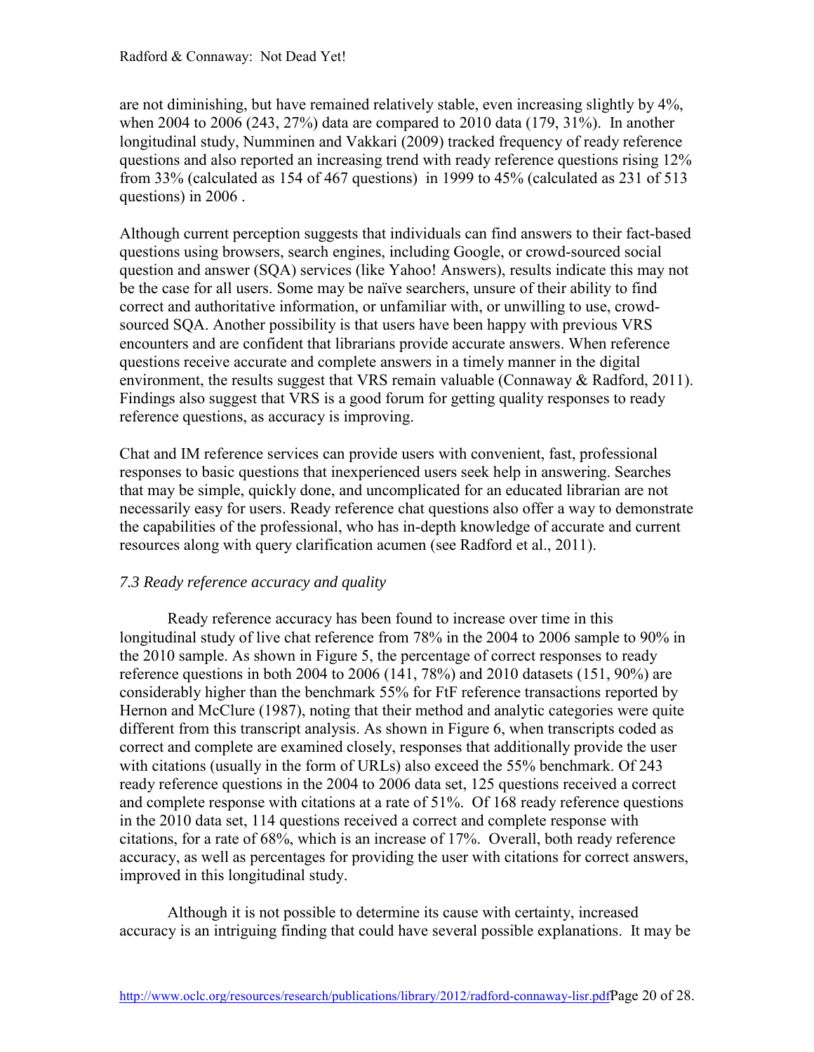are not diminishing, but have remained relatively stable, even increasing slightly by 4%, when 2004 to 2006 (243, 27%) data are compared to 2010 data (179, 31%). In another longitudinal study, Numminen and Vakkari (2009) tracked frequency of ready reference questions and also reported an increasing trend with ready reference questions rising 12% from 33% (calculated as 154 of 467 questions) in 1999 to 45% (calculated as 231 of 513 questions) in 2006 .

Although current perception suggests that individuals can find answers to their fact-based questions using browsers, search engines, including Google, or crowd-sourced social question and answer (SQA) services (like Yahoo! Answers), results indicate this may not be the case for all users. Some may be naïve searchers, unsure of their ability to find correct and authoritative information, or unfamiliar with, or unwilling to use, crowd-sourced SQA. Another possibility is that users have been happy with previous VRS encounters and are confident that librarians provide accurate answers. When reference questions receive accurate and complete answers in a timely manner in the digital environment, the results suggest that VRS remain valuable (Connaway & Radford, 2011). Findings also suggest that VRS is a good forum for getting quality responses to ready reference questions, as accuracy is improving.

Chat and IM reference services can provide users with convenient, fast, professional responses to basic questions that inexperienced users seek help in answering. Searches that may be simple, quickly done, and uncomplicated for an educated librarian are not necessarily easy for users. Ready reference chat questions also offer a way to demonstrate the capabilities of the professional, who has in-depth knowledge of accurate and current resources along with query clarification acumen (see Radford et al., 2011).

### *7.3 Ready reference accuracy and quality*

Ready reference accuracy has been found to increase over time in this longitudinal study of live chat reference from 78% in the 2004 to 2006 sample to 90% in the 2010 sample. As shown in Figure 5, the percentage of correct responses to ready reference questions in both 2004 to 2006 (141, 78%) and 2010 datasets (151, 90%) are considerably higher than the benchmark 55% for FtF reference transactions reported by Hernon and McClure (1987), noting that their method and analytic categories were quite different from this transcript analysis. As shown in Figure 6, when transcripts coded as correct and complete are examined closely, responses that additionally provide the user with citations (usually in the form of URLs) also exceed the 55% benchmark. Of 243 ready reference questions in the 2004 to 2006 data set, 125 questions received a correct and complete response with citations at a rate of 51%. Of 168 ready reference questions in the 2010 data set, 114 questions received a correct and complete response with citations, for a rate of 68%, which is an increase of 17%. Overall, both ready reference accuracy, as well as percentages for providing the user with citations for correct answers, improved in this longitudinal study.

Although it is not possible to determine its cause with certainty, increased accuracy is an intriguing finding that could have several possible explanations. It may be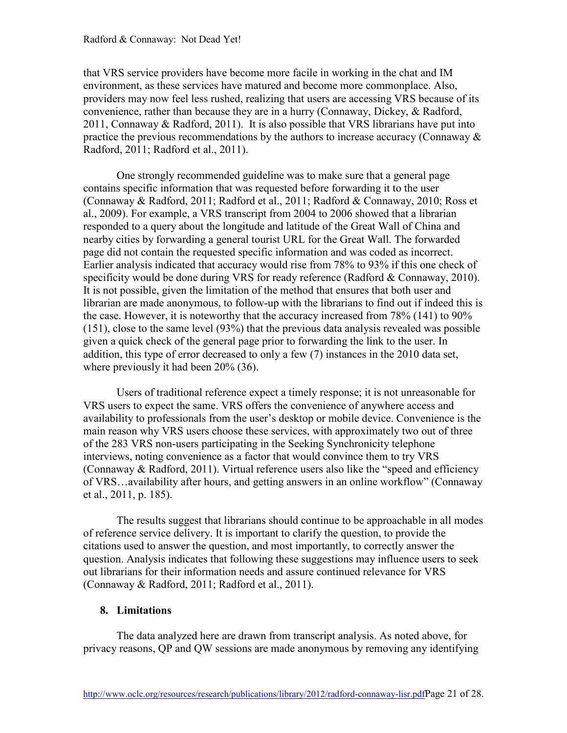that VRS service providers have become more facile in working in the chat and IM environment, as these services have matured and become more commonplace. Also, providers may now feel less rushed, realizing that users are accessing VRS because of its convenience, rather than because they are in a hurry (Connaway, Dickey, & Radford, 2011, Connaway & Radford, 2011). It is also possible that VRS librarians have put into practice the previous recommendations by the authors to increase accuracy (Connaway & Radford, 2011; Radford et al., 2011).

One strongly recommended guideline was to make sure that a general page contains specific information that was requested before forwarding it to the user (Connaway & Radford, 2011; Radford et al., 2011; Radford & Connaway, 2010; Ross et al., 2009). For example, a VRS transcript from 2004 to 2006 showed that a librarian responded to a query about the longitude and latitude of the Great Wall of China and nearby cities by forwarding a general tourist URL for the Great Wall. The forwarded page did not contain the requested specific information and was coded as incorrect. Earlier analysis indicated that accuracy would rise from 78% to 93% if this one check of specificity would be done during VRS for ready reference (Radford & Connaway, 2010). It is not possible, given the limitation of the method that ensures that both user and librarian are made anonymous, to follow-up with the librarians to find out if indeed this is the case. However, it is noteworthy that the accuracy increased from 78% (141) to 90% (151), close to the same level (93%) that the previous data analysis revealed was possible given a quick check of the general page prior to forwarding the link to the user. In addition, this type of error decreased to only a few (7) instances in the 2010 data set, where previously it had been 20% (36).

Users of traditional reference expect a timely response; it is not unreasonable for VRS users to expect the same. VRS offers the convenience of anywhere access and availability to professionals from the user's desktop or mobile device. Convenience is the main reason why VRS users choose these services, with approximately two out of three of the 283 VRS non-users participating in the Seeking Synchronicity telephone interviews, noting convenience as a factor that would convince them to try VRS (Connaway & Radford, 2011). Virtual reference users also like the "speed and efficiency of VRS…availability after hours, and getting answers in an online workflow" (Connaway et al., 2011, p. 185).

The results suggest that librarians should continue to be approachable in all modes of reference service delivery. It is important to clarify the question, to provide the citations used to answer the question, and most importantly, to correctly answer the question. Analysis indicates that following these suggestions may influence users to seek out librarians for their information needs and assure continued relevance for VRS (Connaway & Radford, 2011; Radford et al., 2011).

## 8. Limitations

The data analyzed here are drawn from transcript analysis. As noted above, for privacy reasons, QP and QW sessions are made anonymous by removing any identifying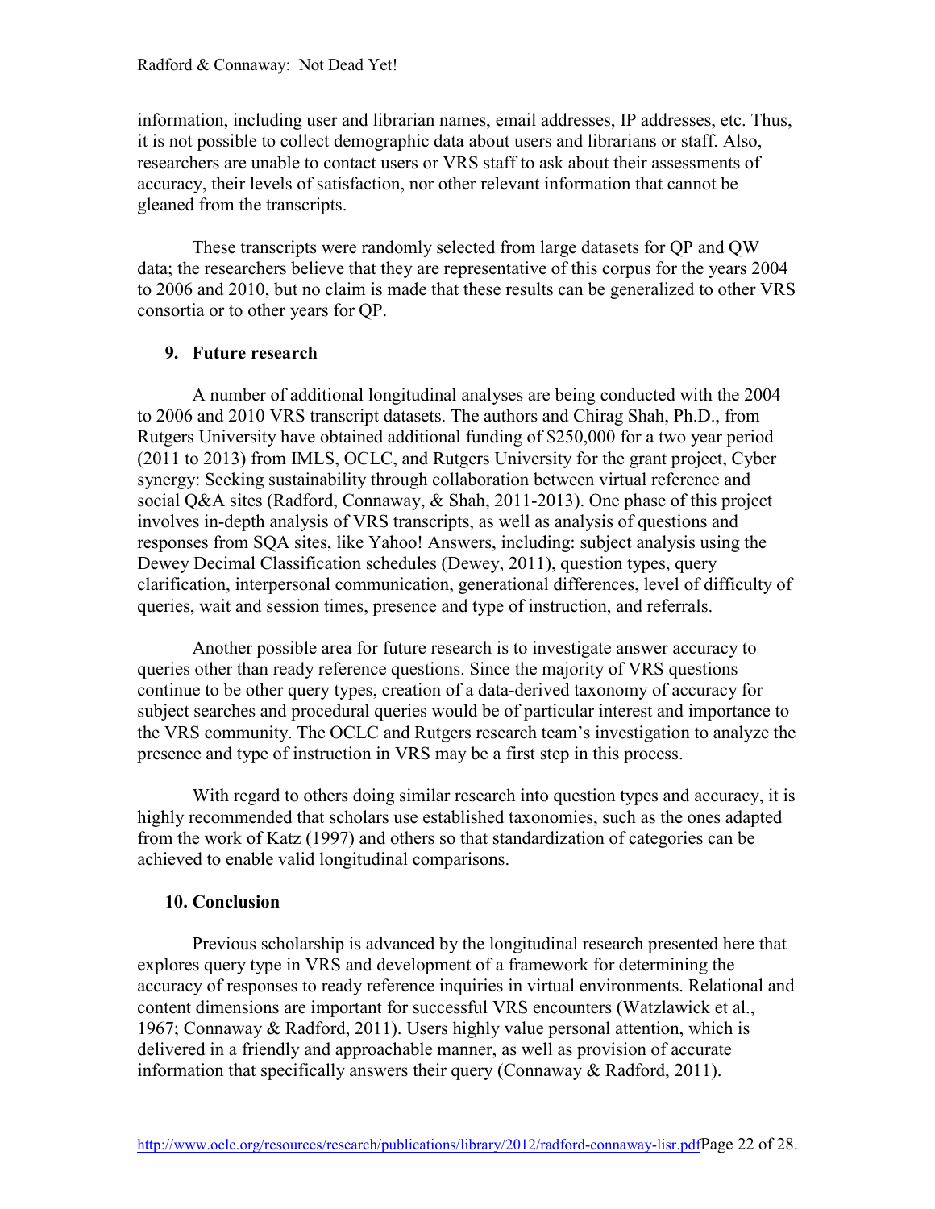information, including user and librarian names, email addresses, IP addresses, etc. Thus, it is not possible to collect demographic data about users and librarians or staff. Also, researchers are unable to contact users or VRS staff to ask about their assessments of accuracy, their levels of satisfaction, nor other relevant information that cannot be gleaned from the transcripts.

These transcripts were randomly selected from large datasets for QP and QW data; the researchers believe that they are representative of this corpus for the years 2004 to 2006 and 2010, but no claim is made that these results can be generalized to other VRS consortia or to other years for QP.

## 9. Future research

A number of additional longitudinal analyses are being conducted with the 2004 to 2006 and 2010 VRS transcript datasets. The authors and Chirag Shah, Ph.D., from Rutgers University have obtained additional funding of $250,000 for a two year period (2011 to 2013) from IMLS, OCLC, and Rutgers University for the grant project, Cyber synergy: Seeking sustainability through collaboration between virtual reference and social Q&A sites (Radford, Connaway, & Shah, 2011-2013). One phase of this project involves in-depth analysis of VRS transcripts, as well as analysis of questions and responses from SQA sites, like Yahoo! Answers, including: subject analysis using the Dewey Decimal Classification schedules (Dewey, 2011), question types, query clarification, interpersonal communication, generational differences, level of difficulty of queries, wait and session times, presence and type of instruction, and referrals.

Another possible area for future research is to investigate answer accuracy to queries other than ready reference questions. Since the majority of VRS questions continue to be other query types, creation of a data-derived taxonomy of accuracy for subject searches and procedural queries would be of particular interest and importance to the VRS community. The OCLC and Rutgers research team's investigation to analyze the presence and type of instruction in VRS may be a first step in this process.

With regard to others doing similar research into question types and accuracy, it is highly recommended that scholars use established taxonomies, such as the ones adapted from the work of Katz (1997) and others so that standardization of categories can be achieved to enable valid longitudinal comparisons.

## 10. Conclusion

Previous scholarship is advanced by the longitudinal research presented here that explores query type in VRS and development of a framework for determining the accuracy of responses to ready reference inquiries in virtual environments. Relational and content dimensions are important for successful VRS encounters (Watzlawick et al., 1967; Connaway & Radford, 2011). Users highly value personal attention, which is delivered in a friendly and approachable manner, as well as provision of accurate information that specifically answers their query (Connaway & Radford, 2011).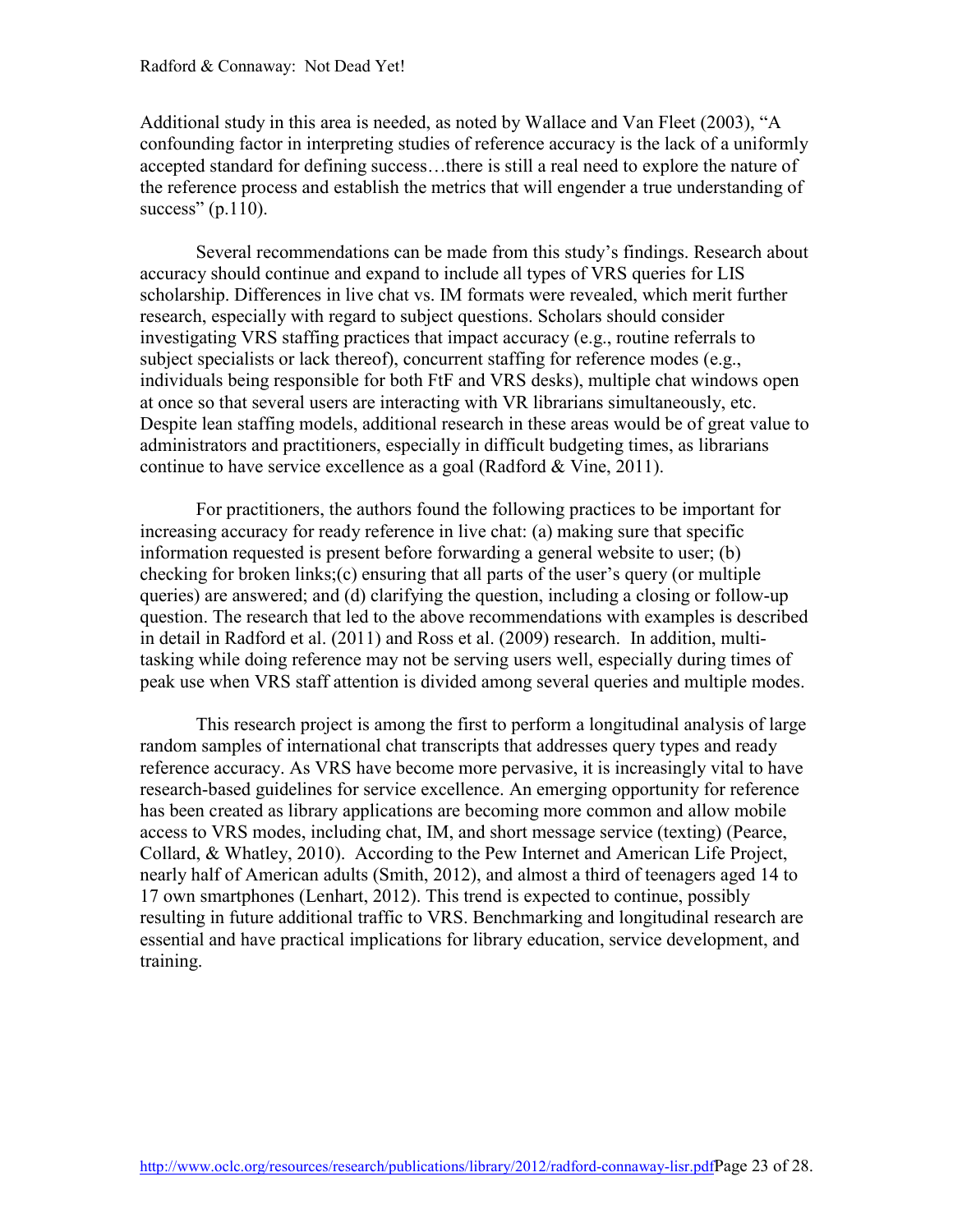Additional study in this area is needed, as noted by Wallace and Van Fleet (2003), "A confounding factor in interpreting studies of reference accuracy is the lack of a uniformly accepted standard for defining success…there is still a real need to explore the nature of the reference process and establish the metrics that will engender a true understanding of success" (p.110).

Several recommendations can be made from this study's findings. Research about accuracy should continue and expand to include all types of VRS queries for LIS scholarship. Differences in live chat vs. IM formats were revealed, which merit further research, especially with regard to subject questions. Scholars should consider investigating VRS staffing practices that impact accuracy (e.g., routine referrals to subject specialists or lack thereof), concurrent staffing for reference modes (e.g., individuals being responsible for both FtF and VRS desks), multiple chat windows open at once so that several users are interacting with VR librarians simultaneously, etc. Despite lean staffing models, additional research in these areas would be of great value to administrators and practitioners, especially in difficult budgeting times, as librarians continue to have service excellence as a goal (Radford & Vine, 2011).

For practitioners, the authors found the following practices to be important for increasing accuracy for ready reference in live chat: (a) making sure that specific information requested is present before forwarding a general website to user; (b) checking for broken links;(c) ensuring that all parts of the user's query (or multiple queries) are answered; and (d) clarifying the question, including a closing or follow-up question. The research that led to the above recommendations with examples is described in detail in Radford et al. (2011) and Ross et al. (2009) research. In addition, multi-tasking while doing reference may not be serving users well, especially during times of peak use when VRS staff attention is divided among several queries and multiple modes.

This research project is among the first to perform a longitudinal analysis of large random samples of international chat transcripts that addresses query types and ready reference accuracy. As VRS have become more pervasive, it is increasingly vital to have research-based guidelines for service excellence. An emerging opportunity for reference has been created as library applications are becoming more common and allow mobile access to VRS modes, including chat, IM, and short message service (texting) (Pearce, Collard, & Whatley, 2010). According to the Pew Internet and American Life Project, nearly half of American adults (Smith, 2012), and almost a third of teenagers aged 14 to 17 own smartphones (Lenhart, 2012). This trend is expected to continue, possibly resulting in future additional traffic to VRS. Benchmarking and longitudinal research are essential and have practical implications for library education, service development, and training.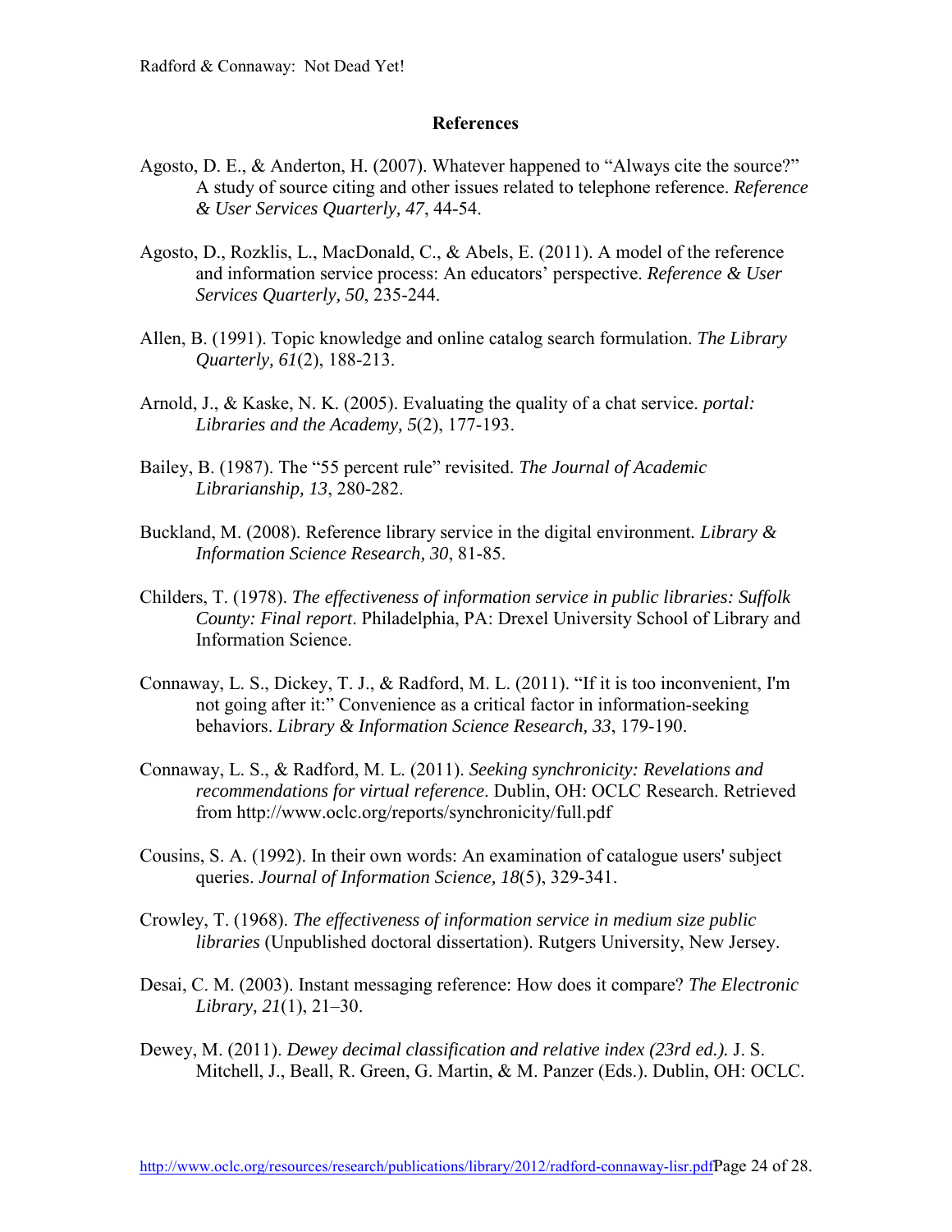## References

Agosto, D. E., & Anderton, H. (2007). Whatever happened to “Always cite the source?” A study of source citing and other issues related to telephone reference. *Reference & User Services Quarterly, 47*, 44-54.

Agosto, D., Rozklis, L., MacDonald, C., & Abels, E. (2011). A model of the reference and information service process: An educators’ perspective. *Reference & User Services Quarterly, 50*, 235-244.

Allen, B. (1991). Topic knowledge and online catalog search formulation. *The Library Quarterly, 61*(2), 188-213.

Arnold, J., & Kaske, N. K. (2005). Evaluating the quality of a chat service. *portal: Libraries and the Academy, 5*(2), 177-193.

Bailey, B. (1987). The “55 percent rule” revisited. *The Journal of Academic Librarianship, 13*, 280-282.

Buckland, M. (2008). Reference library service in the digital environment*. Library & Information Science Research, 30*, 81-85.

Childers, T. (1978). *The effectiveness of information service in public libraries: Suffolk County: Final report*. Philadelphia, PA: Drexel University School of Library and Information Science.

Connaway, L. S., Dickey, T. J., & Radford, M. L. (2011). “If it is too inconvenient, I'm not going after it:” Convenience as a critical factor in information-seeking behaviors. *Library & Information Science Research, 33*, 179-190.

Connaway, L. S., & Radford, M. L. (2011). *Seeking synchronicity: Revelations and recommendations for virtual reference*. Dublin, OH: OCLC Research. Retrieved from http://www.oclc.org/reports/synchronicity/full.pdf

Cousins, S. A. (1992). In their own words: An examination of catalogue users' subject queries. *Journal of Information Science, 18*(5), 329-341.

Crowley, T. (1968). *The effectiveness of information service in medium size public libraries* (Unpublished doctoral dissertation). Rutgers University, New Jersey.

Desai, C. M. (2003). Instant messaging reference: How does it compare? *The Electronic Library, 21*(1), 21–30.

Dewey, M. (2011). *Dewey decimal classification and relative index (23rd ed.).* J. S. Mitchell, J., Beall, R. Green, G. Martin, & M. Panzer (Eds.). Dublin, OH: OCLC.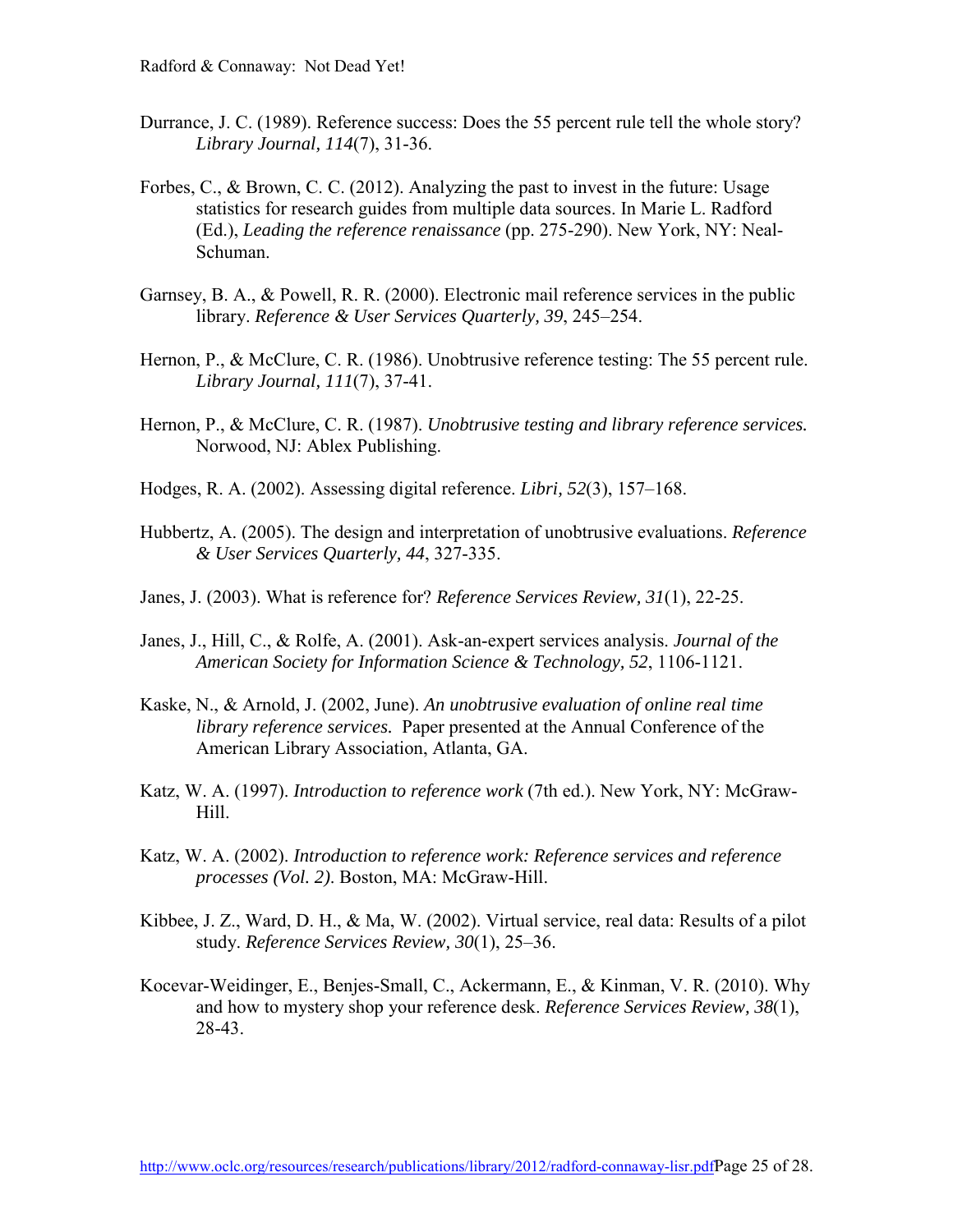Durrance, J. C. (1989). Reference success: Does the 55 percent rule tell the whole story? *Library Journal, 114*(7), 31-36.

Forbes, C., & Brown, C. C. (2012). Analyzing the past to invest in the future: Usage statistics for research guides from multiple data sources. In Marie L. Radford (Ed.), *Leading the reference renaissance* (pp. 275-290). New York, NY: Neal-Schuman.

Garnsey, B. A., & Powell, R. R. (2000). Electronic mail reference services in the public library. *Reference & User Services Quarterly, 39*, 245–254.

Hernon, P., & McClure, C. R. (1986). Unobtrusive reference testing: The 55 percent rule. *Library Journal, 111*(7), 37-41.

Hernon, P., & McClure, C. R. (1987). *Unobtrusive testing and library reference services.* Norwood, NJ: Ablex Publishing.

Hodges, R. A. (2002). Assessing digital reference. *Libri, 52*(3), 157–168.

Hubbertz, A. (2005). The design and interpretation of unobtrusive evaluations. *Reference & User Services Quarterly, 44*, 327-335.

Janes, J. (2003). What is reference for? *Reference Services Review, 31*(1), 22-25.

Janes, J., Hill, C., & Rolfe, A. (2001). Ask-an-expert services analysis. *Journal of the American Society for Information Science & Technology, 52*, 1106-1121.

Kaske, N., & Arnold, J. (2002, June). *An unobtrusive evaluation of online real time library reference services.* Paper presented at the Annual Conference of the American Library Association, Atlanta, GA.

Katz, W. A. (1997). *Introduction to reference work* (7th ed.). New York, NY: McGraw-Hill.

Katz, W. A. (2002). *Introduction to reference work: Reference services and reference processes (Vol. 2).* Boston, MA: McGraw-Hill.

Kibbee, J. Z., Ward, D. H., & Ma, W. (2002). Virtual service, real data: Results of a pilot study. *Reference Services Review, 30*(1), 25–36.

Kocevar-Weidinger, E., Benjes-Small, C., Ackermann, E., & Kinman, V. R. (2010). Why and how to mystery shop your reference desk. *Reference Services Review, 38*(1), 28-43.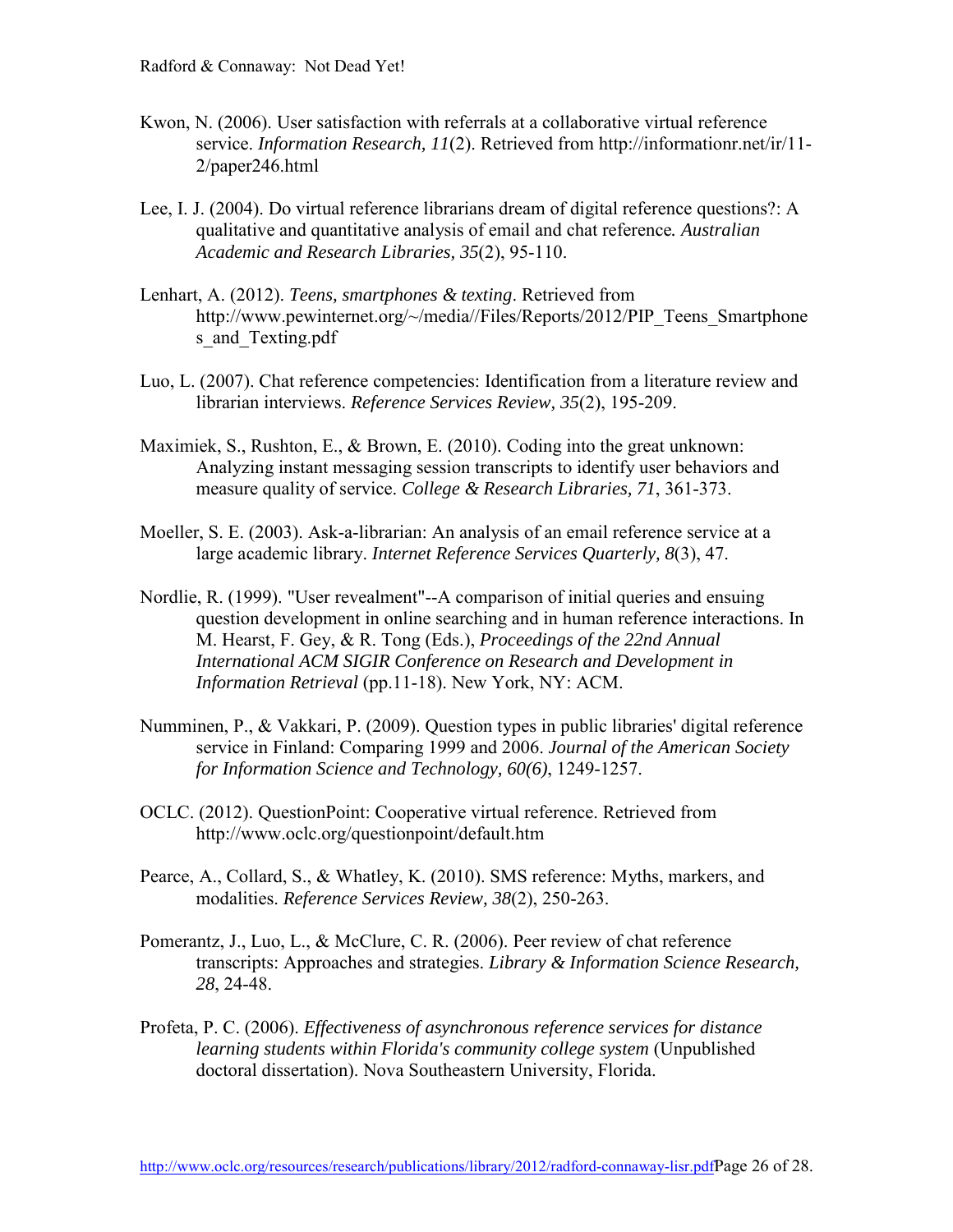Kwon, N. (2006). User satisfaction with referrals at a collaborative virtual reference service. *Information Research, 11*(2). Retrieved from http://informationr.net/ir/11-2/paper246.html

Lee, I. J. (2004). Do virtual reference librarians dream of digital reference questions?: A qualitative and quantitative analysis of email and chat reference*. Australian Academic and Research Libraries, 35*(2), 95-110.

Lenhart, A. (2012). *Teens, smartphones & texting*. Retrieved from http://www.pewinternet.org/~/media//Files/Reports/2012/PIP_Teens_Smartphones_and_Texting.pdf

Luo, L. (2007). Chat reference competencies: Identification from a literature review and librarian interviews. *Reference Services Review, 35*(2), 195-209.

Maximiek, S., Rushton, E., & Brown, E. (2010). Coding into the great unknown: Analyzing instant messaging session transcripts to identify user behaviors and measure quality of service. *College & Research Libraries, 71*, 361-373.

Moeller, S. E. (2003). Ask-a-librarian: An analysis of an email reference service at a large academic library. *Internet Reference Services Quarterly, 8*(3), 47.

Nordlie, R. (1999). "User revealment"--A comparison of initial queries and ensuing question development in online searching and in human reference interactions. In M. Hearst, F. Gey, & R. Tong (Eds.), *Proceedings of the 22nd Annual International ACM SIGIR Conference on Research and Development in Information Retrieval* (pp.11-18). New York, NY: ACM.

Numminen, P., & Vakkari, P. (2009). Question types in public libraries' digital reference service in Finland: Comparing 1999 and 2006. *Journal of the American Society for Information Science and Technology, 60(6)*, 1249-1257.

OCLC. (2012). QuestionPoint: Cooperative virtual reference. Retrieved from http://www.oclc.org/questionpoint/default.htm

Pearce, A., Collard, S., & Whatley, K. (2010). SMS reference: Myths, markers, and modalities. *Reference Services Review, 38*(2), 250-263.

Pomerantz, J., Luo, L., & McClure, C. R. (2006). Peer review of chat reference transcripts: Approaches and strategies. *Library & Information Science Research, 28*, 24-48.

Profeta, P. C. (2006). *Effectiveness of asynchronous reference services for distance learning students within Florida's community college system* (Unpublished doctoral dissertation). Nova Southeastern University, Florida.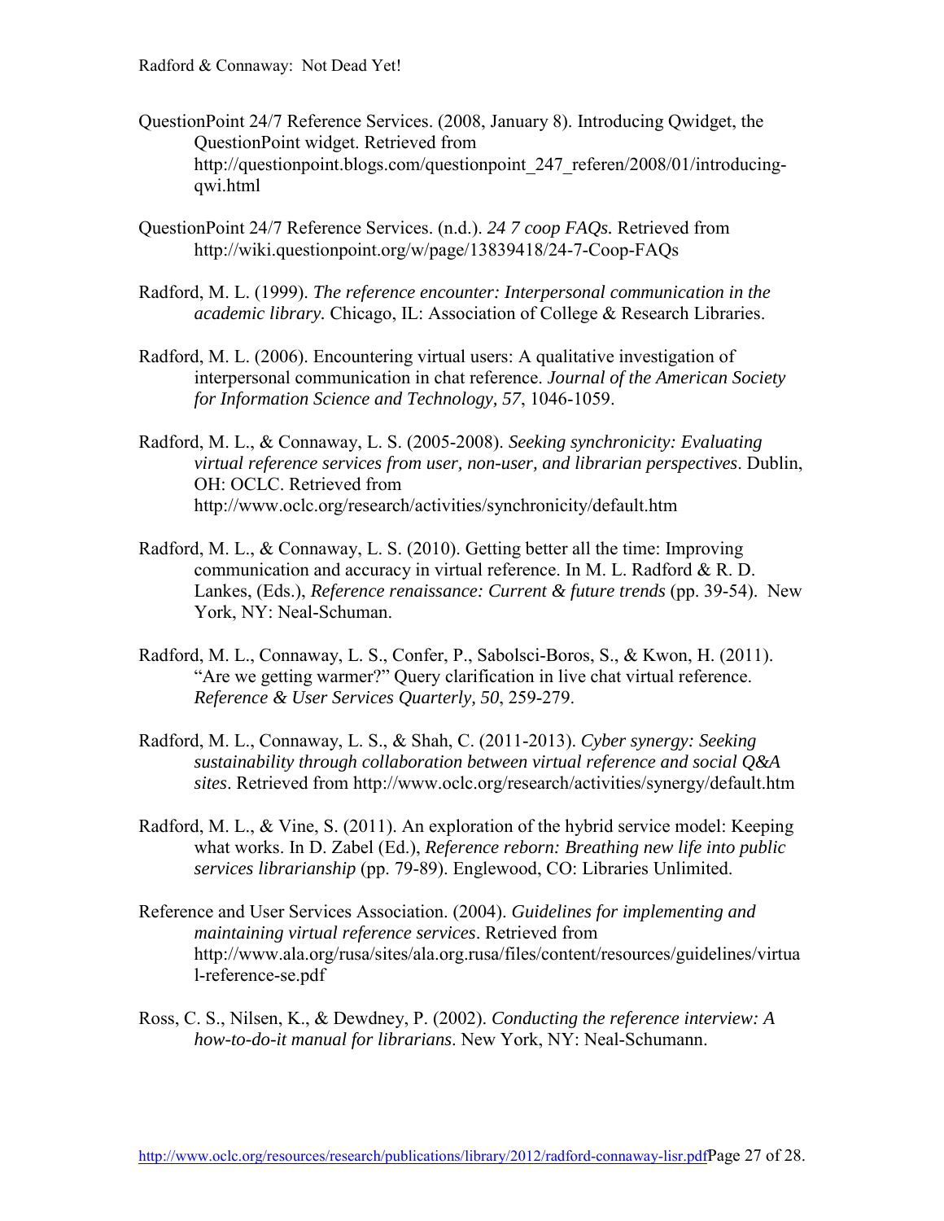QuestionPoint 24/7 Reference Services. (2008, January 8). Introducing Qwidget, the QuestionPoint widget. Retrieved from http://questionpoint.blogs.com/questionpoint_247_referen/2008/01/introducing-qwi.html

QuestionPoint 24/7 Reference Services. (n.d.). *24 7 coop FAQs.* Retrieved from http://wiki.questionpoint.org/w/page/13839418/24-7-Coop-FAQs

Radford, M. L. (1999). *The reference encounter: Interpersonal communication in the academic library.* Chicago, IL: Association of College & Research Libraries.

Radford, M. L. (2006). Encountering virtual users: A qualitative investigation of interpersonal communication in chat reference. *Journal of the American Society for Information Science and Technology, 57*, 1046-1059.

Radford, M. L., & Connaway, L. S. (2005-2008). *Seeking synchronicity: Evaluating virtual reference services from user, non-user, and librarian perspectives*. Dublin, OH: OCLC. Retrieved from http://www.oclc.org/research/activities/synchronicity/default.htm

Radford, M. L., & Connaway, L. S. (2010). Getting better all the time: Improving communication and accuracy in virtual reference. In M. L. Radford & R. D. Lankes, (Eds.), *Reference renaissance: Current & future trends* (pp. 39-54). New York, NY: Neal-Schuman.

Radford, M. L., Connaway, L. S., Confer, P., Sabolsci-Boros, S., & Kwon, H. (2011). "Are we getting warmer?" Query clarification in live chat virtual reference. *Reference & User Services Quarterly, 50*, 259-279.

Radford, M. L., Connaway, L. S., & Shah, C. (2011-2013). *Cyber synergy: Seeking sustainability through collaboration between virtual reference and social Q&A sites*. Retrieved from http://www.oclc.org/research/activities/synergy/default.htm

Radford, M. L., & Vine, S. (2011). An exploration of the hybrid service model: Keeping what works. In D. Zabel (Ed.), *Reference reborn: Breathing new life into public services librarianship* (pp. 79-89). Englewood, CO: Libraries Unlimited.

Reference and User Services Association. (2004). *Guidelines for implementing and maintaining virtual reference services*. Retrieved from http://www.ala.org/rusa/sites/ala.org.rusa/files/content/resources/guidelines/virtual-reference-se.pdf

Ross, C. S., Nilsen, K., & Dewdney, P. (2002). *Conducting the reference interview: A how-to-do-it manual for librarians*. New York, NY: Neal-Schumann.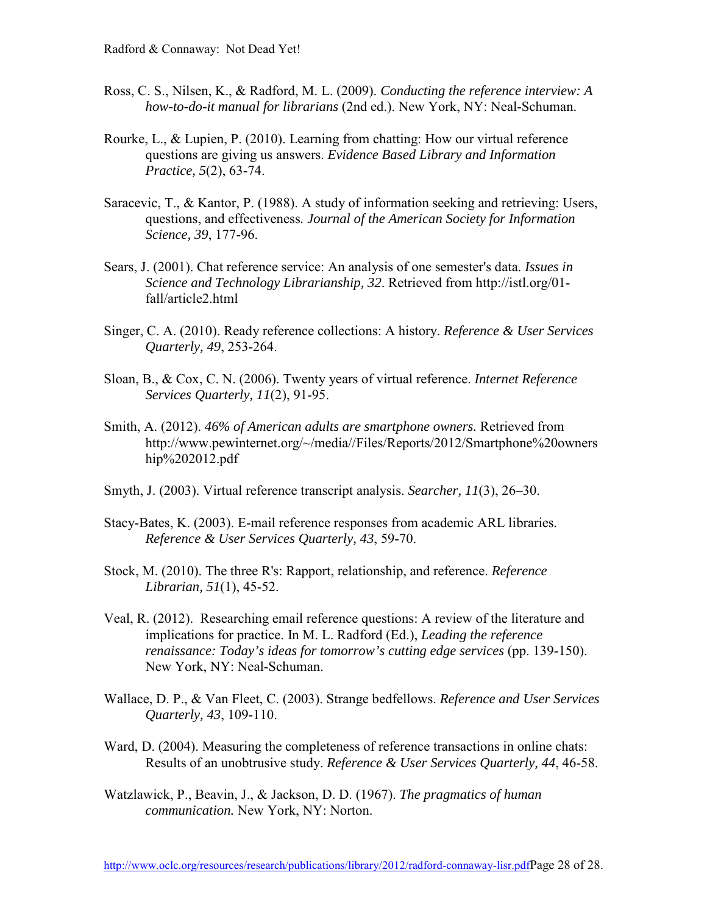Ross, C. S., Nilsen, K., & Radford, M. L. (2009). *Conducting the reference interview: A how-to-do-it manual for librarians* (2nd ed.). New York, NY: Neal-Schuman.

Rourke, L., & Lupien, P. (2010). Learning from chatting: How our virtual reference questions are giving us answers. *Evidence Based Library and Information Practice, 5*(2), 63-74.

Saracevic, T., & Kantor, P. (1988). A study of information seeking and retrieving: Users, questions, and effectiveness*. Journal of the American Society for Information Science, 39*, 177-96.

Sears, J. (2001). Chat reference service: An analysis of one semester's data*. Issues in Science and Technology Librarianship, 32*. Retrieved from http://istl.org/01-fall/article2.html

Singer, C. A. (2010). Ready reference collections: A history. *Reference & User Services Quarterly, 49*, 253-264.

Sloan, B., & Cox, C. N. (2006). Twenty years of virtual reference. *Internet Reference Services Quarterly, 11*(2), 91-95.

Smith, A. (2012). *46% of American adults are smartphone owners.* Retrieved from http://www.pewinternet.org/~/media//Files/Reports/2012/Smartphone%20ownership%202012.pdf

Smyth, J. (2003). Virtual reference transcript analysis. *Searcher, 11*(3), 26–30.

Stacy-Bates, K. (2003). E-mail reference responses from academic ARL libraries*. Reference & User Services Quarterly, 43*, 59-70.

Stock, M. (2010). The three R's: Rapport, relationship, and reference. *Reference Librarian, 51*(1), 45-52.

Veal, R. (2012). Researching email reference questions: A review of the literature and implications for practice. In M. L. Radford (Ed.), *Leading the reference renaissance: Today's ideas for tomorrow's cutting edge services* (pp. 139-150). New York, NY: Neal-Schuman.

Wallace, D. P., & Van Fleet, C. (2003). Strange bedfellows. *Reference and User Services Quarterly, 43*, 109-110.

Ward, D. (2004). Measuring the completeness of reference transactions in online chats: Results of an unobtrusive study. *Reference & User Services Quarterly, 44*, 46-58.

Watzlawick, P., Beavin, J., & Jackson, D. D. (1967). *The pragmatics of human communication.* New York, NY: Norton.